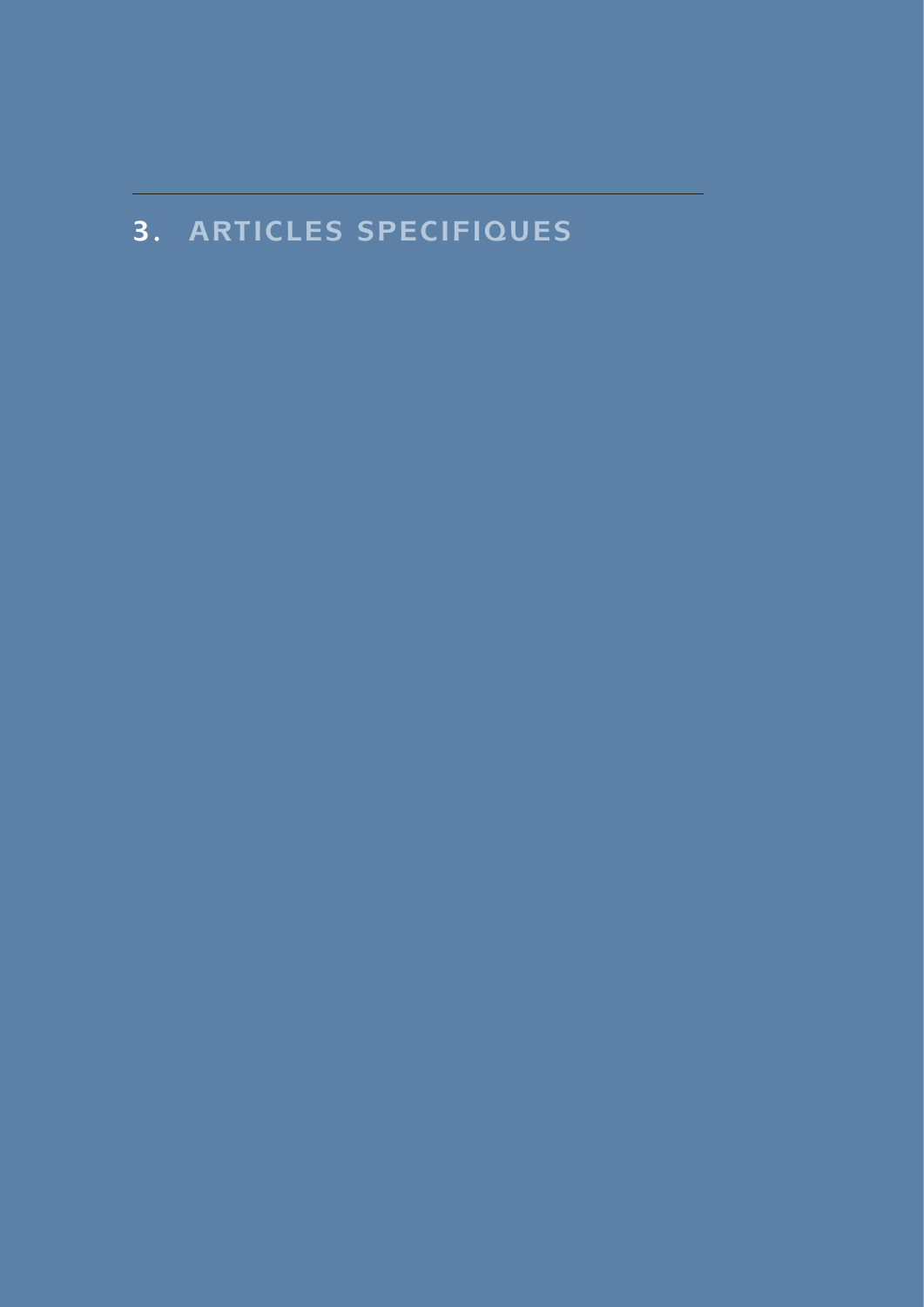# 3. ARTICLES SPECIFIQUES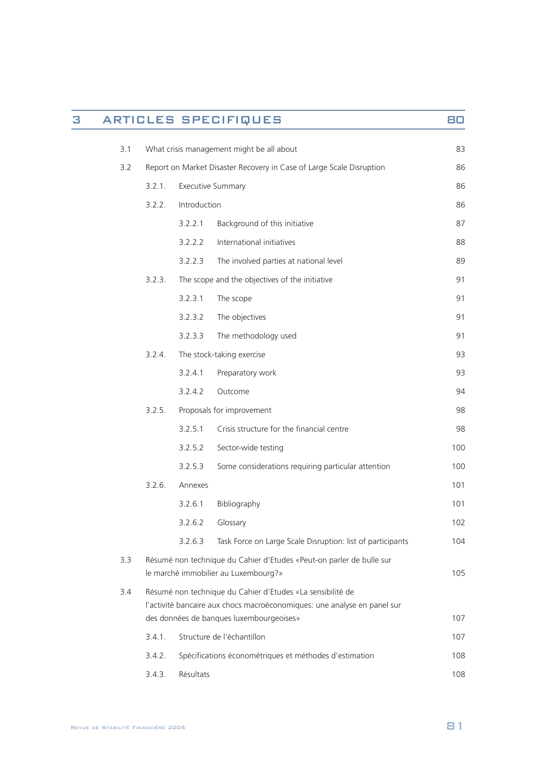## 3 ARTICLES SPECIFIQUES 80

| | | | | |
|---|---|---|---|---|
| 3.1 | What crisis management might be all about | | | 83 |
| 3.2 | Report on Market Disaster Recovery in Case of Large Scale Disruption | | | 86 |
| | 3.2.1. | Executive Summary | | 86 |
| | 3.2.2. | Introduction | | 86 |
| | | 3.2.2.1 | Background of this initiative | 87 |
| | | 3.2.2.2 | International initiatives | 88 |
| | | 3.2.2.3 | The involved parties at national level | 89 |
| | 3.2.3. | The scope and the objectives of the initiative | | 91 |
| | | 3.2.3.1 | The scope | 91 |
| | | 3.2.3.2 | The objectives | 91 |
| | | 3.2.3.3 | The methodology used | 91 |
| | 3.2.4. | The stock-taking exercise | | 93 |
| | | 3.2.4.1 | Preparatory work | 93 |
| | | 3.2.4.2 | Outcome | 94 |
| | 3.2.5. | Proposals for improvement | | 98 |
| | | 3.2.5.1 | Crisis structure for the financial centre | 98 |
| | | 3.2.5.2 | Sector-wide testing | 100 |
| | | 3.2.5.3 | Some considerations requiring particular attention | 100 |
| | 3.2.6. | Annexes | | 101 |
| | | 3.2.6.1 | Bibliography | 101 |
| | | 3.2.6.2 | Glossary | 102 |
| | | 3.2.6.3 | Task Force on Large Scale Disruption: list of participants | 104 |
| 3.3 | Résumé non technique du Cahier d'Etudes «Peut-on parler de bulle sur le marché immobilier au Luxembourg?» | | | 105 |
| 3.4 | Résumé non technique du Cahier d'Etudes «La sensibilité de l'activité bancaire aux chocs macroéconomiques: une analyse en panel sur des données de banques luxembourgeoises» | | | 107 |
| | 3.4.1. | Structure de l'échantillon | | 107 |
| | 3.4.2. | Spécifications économétriques et méthodes d'estimation | | 108 |
| | 3.4.3. | Résultats | | 108 |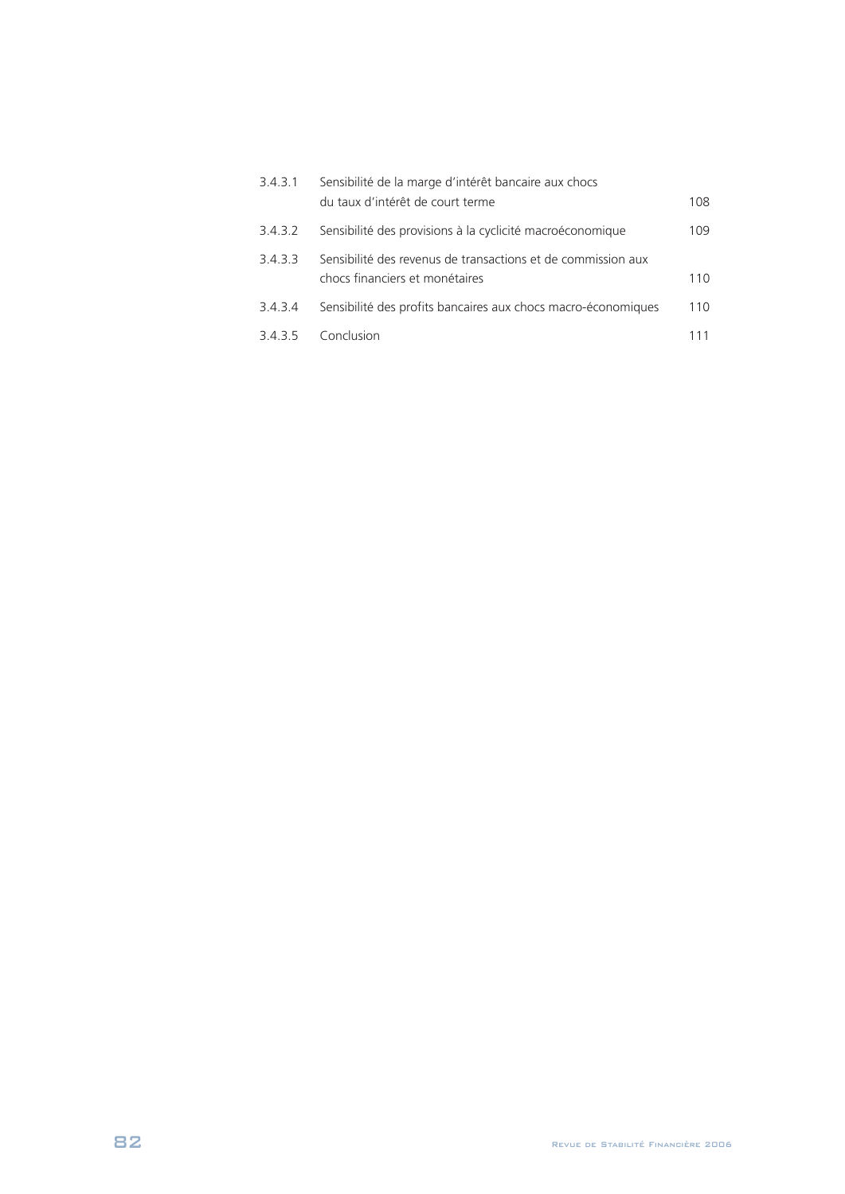| | | |
|---|---|---|
| 3.4.3.1 | Sensibilité de la marge d'intérêt bancaire aux chocs du taux d'intérêt de court terme | 108 |
| 3.4.3.2 | Sensibilité des provisions à la cyclicité macroéconomique | 109 |
| 3.4.3.3 | Sensibilité des revenus de transactions et de commission aux chocs financiers et monétaires | 110 |
| 3.4.3.4 | Sensibilité des profits bancaires aux chocs macro-économiques | 110 |
| 3.4.3.5 | Conclusion | 111 |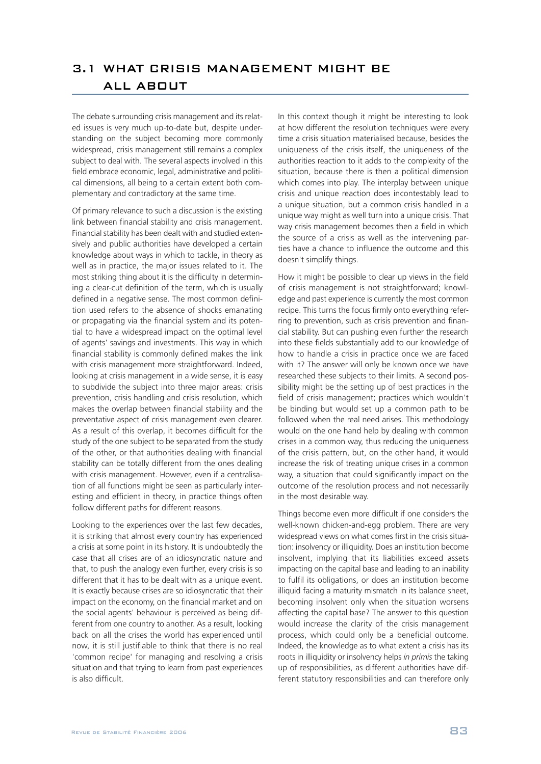## 3.1 WHAT CRISIS MANAGEMENT MIGHT BE ALL ABOUT

The debate surrounding crisis management and its related issues is very much up-to-date but, despite understanding on the subject becoming more commonly widespread, crisis management still remains a complex subject to deal with. The several aspects involved in this field embrace economic, legal, administrative and political dimensions, all being to a certain extent both complementary and contradictory at the same time.

Of primary relevance to such a discussion is the existing link between financial stability and crisis management. Financial stability has been dealt with and studied extensively and public authorities have developed a certain knowledge about ways in which to tackle, in theory as well as in practice, the major issues related to it. The most striking thing about it is the difficulty in determining a clear-cut definition of the term, which is usually defined in a negative sense. The most common definition used refers to the absence of shocks emanating or propagating via the financial system and its potential to have a widespread impact on the optimal level of agents' savings and investments. This way in which financial stability is commonly defined makes the link with crisis management more straightforward. Indeed, looking at crisis management in a wide sense, it is easy to subdivide the subject into three major areas: crisis prevention, crisis handling and crisis resolution, which makes the overlap between financial stability and the preventative aspect of crisis management even clearer. As a result of this overlap, it becomes difficult for the study of the one subject to be separated from the study of the other, or that authorities dealing with financial stability can be totally different from the ones dealing with crisis management. However, even if a centralisation of all functions might be seen as particularly interesting and efficient in theory, in practice things often follow different paths for different reasons.

Looking to the experiences over the last few decades, it is striking that almost every country has experienced a crisis at some point in its history. It is undoubtedly the case that all crises are of an idiosyncratic nature and that, to push the analogy even further, every crisis is so different that it has to be dealt with as a unique event. It is exactly because crises are so idiosyncratic that their impact on the economy, on the financial market and on the social agents' behaviour is perceived as being different from one country to another. As a result, looking back on all the crises the world has experienced until now, it is still justifiable to think that there is no real 'common recipe' for managing and resolving a crisis situation and that trying to learn from past experiences is also difficult.

In this context though it might be interesting to look at how different the resolution techniques were every time a crisis situation materialised because, besides the uniqueness of the crisis itself, the uniqueness of the authorities reaction to it adds to the complexity of the situation, because there is then a political dimension which comes into play. The interplay between unique crisis and unique reaction does incontestably lead to a unique situation, but a common crisis handled in a unique way might as well turn into a unique crisis. That way crisis management becomes then a field in which the source of a crisis as well as the intervening parties have a chance to influence the outcome and this doesn't simplify things.

How it might be possible to clear up views in the field of crisis management is not straightforward; knowledge and past experience is currently the most common recipe. This turns the focus firmly onto everything referring to prevention, such as crisis prevention and financial stability. But can pushing even further the research into these fields substantially add to our knowledge of how to handle a crisis in practice once we are faced with it? The answer will only be known once we have researched these subjects to their limits. A second possibility might be the setting up of best practices in the field of crisis management; practices which wouldn't be binding but would set up a common path to be followed when the real need arises. This methodology would on the one hand help by dealing with common crises in a common way, thus reducing the uniqueness of the crisis pattern, but, on the other hand, it would increase the risk of treating unique crises in a common way, a situation that could significantly impact on the outcome of the resolution process and not necessarily in the most desirable way.

Things become even more difficult if one considers the well-known chicken-and-egg problem. There are very widespread views on what comes first in the crisis situation: insolvency or illiquidity. Does an institution become insolvent, implying that its liabilities exceed assets impacting on the capital base and leading to an inability to fulfil its obligations, or does an institution become illiquid facing a maturity mismatch in its balance sheet, becoming insolvent only when the situation worsens affecting the capital base? The answer to this question would increase the clarity of the crisis management process, which could only be a beneficial outcome. Indeed, the knowledge as to what extent a crisis has its roots in illiquidity or insolvency helps *in primis* the taking up of responsibilities, as different authorities have different statutory responsibilities and can therefore only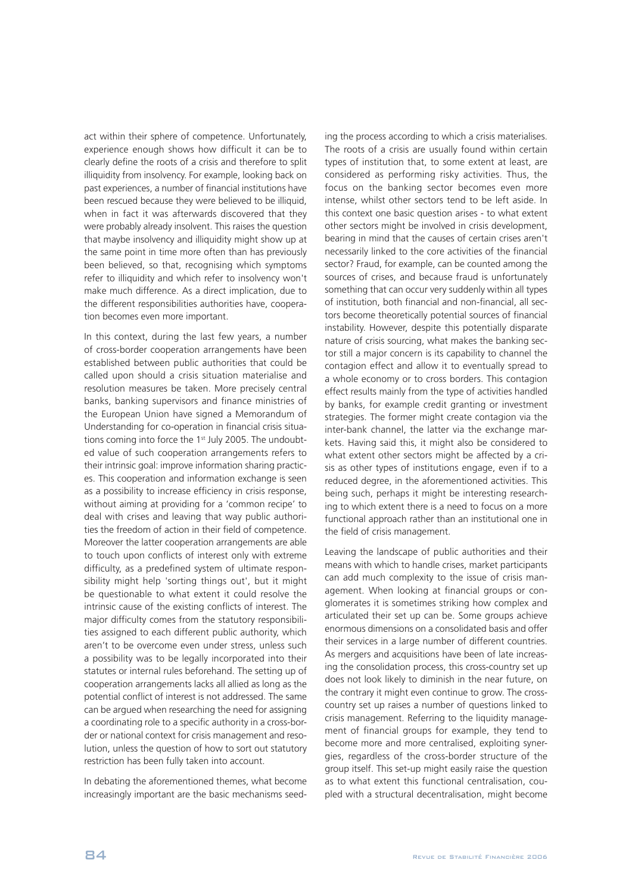act within their sphere of competence. Unfortunately, experience enough shows how difficult it can be to clearly define the roots of a crisis and therefore to split illiquidity from insolvency. For example, looking back on past experiences, a number of financial institutions have been rescued because they were believed to be illiquid, when in fact it was afterwards discovered that they were probably already insolvent. This raises the question that maybe insolvency and illiquidity might show up at the same point in time more often than has previously been believed, so that, recognising which symptoms refer to illiquidity and which refer to insolvency won't make much difference. As a direct implication, due to the different responsibilities authorities have, cooperation becomes even more important.

In this context, during the last few years, a number of cross-border cooperation arrangements have been established between public authorities that could be called upon should a crisis situation materialise and resolution measures be taken. More precisely central banks, banking supervisors and finance ministries of the European Union have signed a Memorandum of Understanding for co-operation in financial crisis situations coming into force the 1st July 2005. The undoubted value of such cooperation arrangements refers to their intrinsic goal: improve information sharing practices. This cooperation and information exchange is seen as a possibility to increase efficiency in crisis response, without aiming at providing for a 'common recipe' to deal with crises and leaving that way public authorities the freedom of action in their field of competence. Moreover the latter cooperation arrangements are able to touch upon conflicts of interest only with extreme difficulty, as a predefined system of ultimate responsibility might help 'sorting things out', but it might be questionable to what extent it could resolve the intrinsic cause of the existing conflicts of interest. The major difficulty comes from the statutory responsibilities assigned to each different public authority, which aren't to be overcome even under stress, unless such a possibility was to be legally incorporated into their statutes or internal rules beforehand. The setting up of cooperation arrangements lacks all allied as long as the potential conflict of interest is not addressed. The same can be argued when researching the need for assigning a coordinating role to a specific authority in a cross-border or national context for crisis management and resolution, unless the question of how to sort out statutory restriction has been fully taken into account.

In debating the aforementioned themes, what become increasingly important are the basic mechanisms seeding the process according to which a crisis materialises. The roots of a crisis are usually found within certain types of institution that, to some extent at least, are considered as performing risky activities. Thus, the focus on the banking sector becomes even more intense, whilst other sectors tend to be left aside. In this context one basic question arises - to what extent other sectors might be involved in crisis development, bearing in mind that the causes of certain crises aren't necessarily linked to the core activities of the financial sector? Fraud, for example, can be counted among the sources of crises, and because fraud is unfortunately something that can occur very suddenly within all types of institution, both financial and non-financial, all sectors become theoretically potential sources of financial instability. However, despite this potentially disparate nature of crisis sourcing, what makes the banking sector still a major concern is its capability to channel the contagion effect and allow it to eventually spread to a whole economy or to cross borders. This contagion effect results mainly from the type of activities handled by banks, for example credit granting or investment strategies. The former might create contagion via the inter-bank channel, the latter via the exchange markets. Having said this, it might also be considered to what extent other sectors might be affected by a crisis as other types of institutions engage, even if to a reduced degree, in the aforementioned activities. This being such, perhaps it might be interesting researching to which extent there is a need to focus on a more functional approach rather than an institutional one in the field of crisis management.

Leaving the landscape of public authorities and their means with which to handle crises, market participants can add much complexity to the issue of crisis management. When looking at financial groups or conglomerates it is sometimes striking how complex and articulated their set up can be. Some groups achieve enormous dimensions on a consolidated basis and offer their services in a large number of different countries. As mergers and acquisitions have been of late increasing the consolidation process, this cross-country set up does not look likely to diminish in the near future, on the contrary it might even continue to grow. The cross-country set up raises a number of questions linked to crisis management. Referring to the liquidity management of financial groups for example, they tend to become more and more centralised, exploiting synergies, regardless of the cross-border structure of the group itself. This set-up might easily raise the question as to what extent this functional centralisation, coupled with a structural decentralisation, might become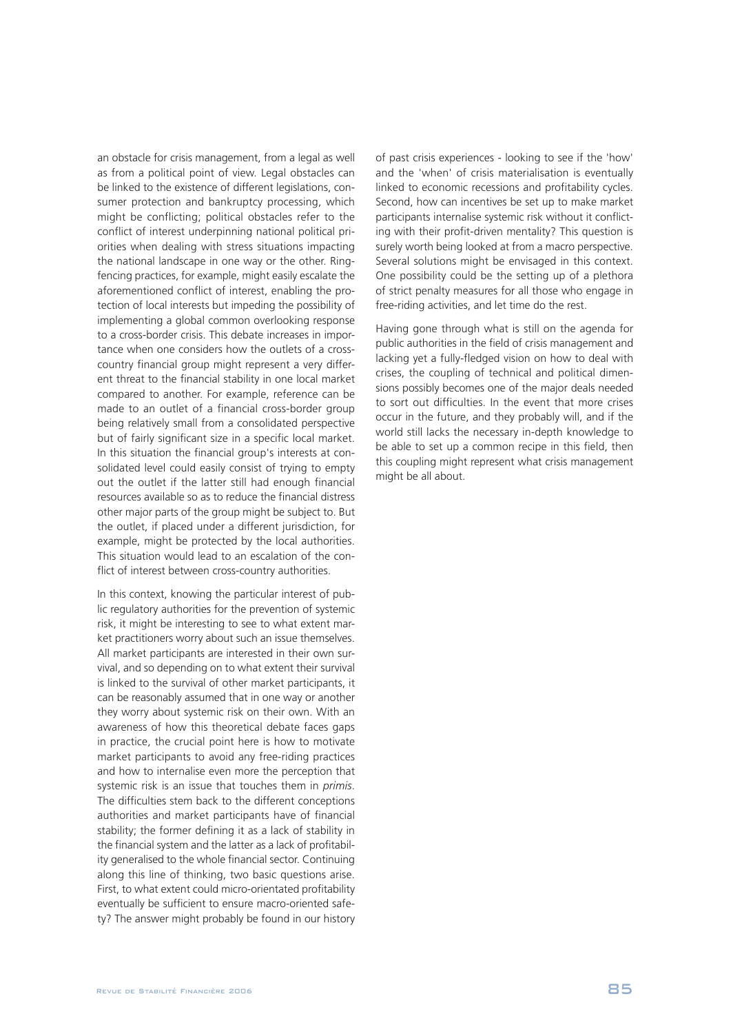an obstacle for crisis management, from a legal as well as from a political point of view. Legal obstacles can be linked to the existence of different legislations, consumer protection and bankruptcy processing, which might be conflicting; political obstacles refer to the conflict of interest underpinning national political priorities when dealing with stress situations impacting the national landscape in one way or the other. Ring-fencing practices, for example, might easily escalate the aforementioned conflict of interest, enabling the protection of local interests but impeding the possibility of implementing a global common overlooking response to a cross-border crisis. This debate increases in importance when one considers how the outlets of a cross-country financial group might represent a very different threat to the financial stability in one local market compared to another. For example, reference can be made to an outlet of a financial cross-border group being relatively small from a consolidated perspective but of fairly significant size in a specific local market. In this situation the financial group's interests at consolidated level could easily consist of trying to empty out the outlet if the latter still had enough financial resources available so as to reduce the financial distress other major parts of the group might be subject to. But the outlet, if placed under a different jurisdiction, for example, might be protected by the local authorities. This situation would lead to an escalation of the conflict of interest between cross-country authorities.

In this context, knowing the particular interest of public regulatory authorities for the prevention of systemic risk, it might be interesting to see to what extent market practitioners worry about such an issue themselves. All market participants are interested in their own survival, and so depending on to what extent their survival is linked to the survival of other market participants, it can be reasonably assumed that in one way or another they worry about systemic risk on their own. With an awareness of how this theoretical debate faces gaps in practice, the crucial point here is how to motivate market participants to avoid any free-riding practices and how to internalise even more the perception that systemic risk is an issue that touches them in *primis*. The difficulties stem back to the different conceptions authorities and market participants have of financial stability; the former defining it as a lack of stability in the financial system and the latter as a lack of profitability generalised to the whole financial sector. Continuing along this line of thinking, two basic questions arise. First, to what extent could micro-orientated profitability eventually be sufficient to ensure macro-oriented safety? The answer might probably be found in our history of past crisis experiences - looking to see if the 'how' and the 'when' of crisis materialisation is eventually linked to economic recessions and profitability cycles. Second, how can incentives be set up to make market participants internalise systemic risk without it conflicting with their profit-driven mentality? This question is surely worth being looked at from a macro perspective. Several solutions might be envisaged in this context. One possibility could be the setting up of a plethora of strict penalty measures for all those who engage in free-riding activities, and let time do the rest.

Having gone through what is still on the agenda for public authorities in the field of crisis management and lacking yet a fully-fledged vision on how to deal with crises, the coupling of technical and political dimensions possibly becomes one of the major deals needed to sort out difficulties. In the event that more crises occur in the future, and they probably will, and if the world still lacks the necessary in-depth knowledge to be able to set up a common recipe in this field, then this coupling might represent what crisis management might be all about.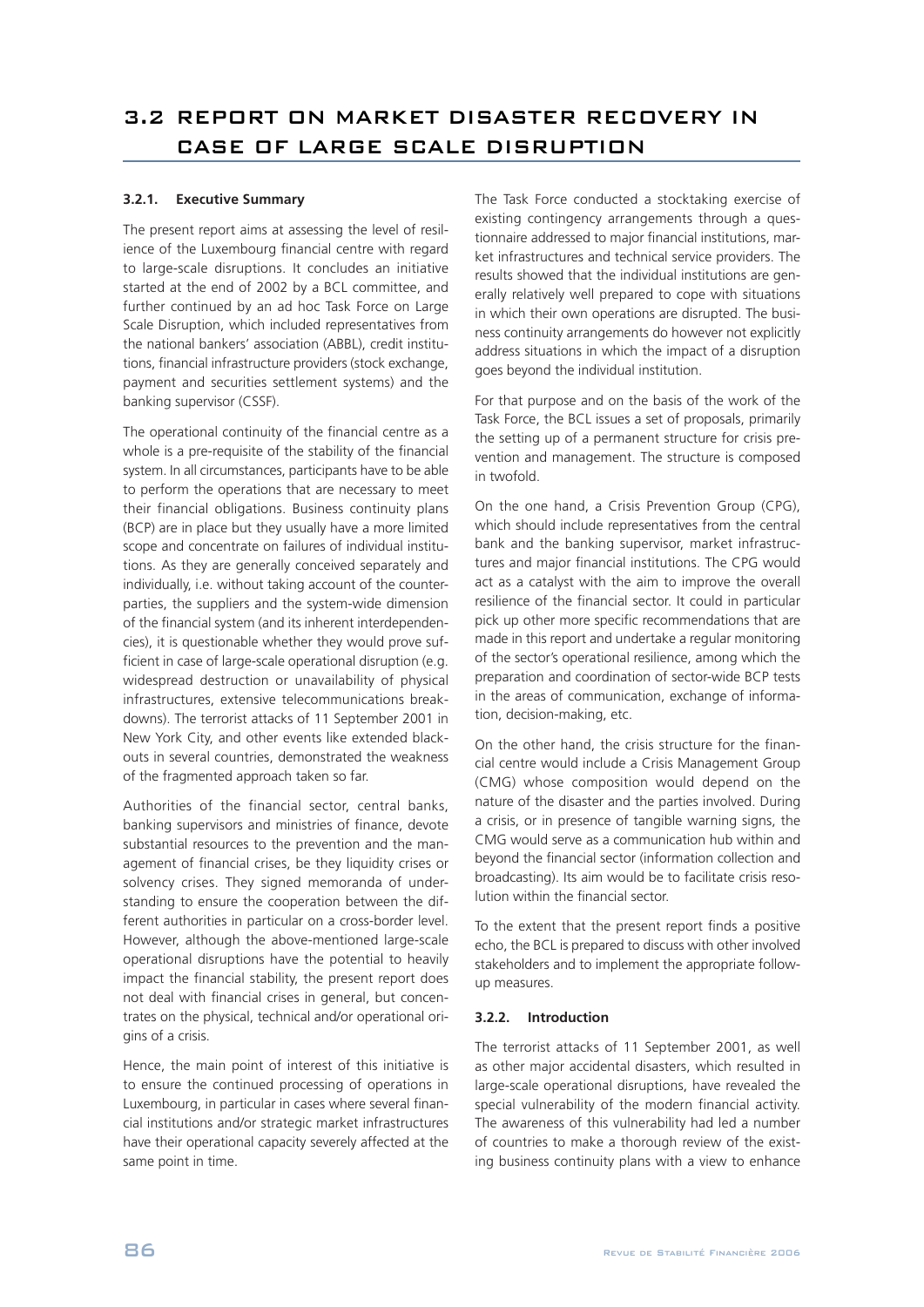## 3.2 REPORT ON MARKET DISASTER RECOVERY IN CASE OF LARGE SCALE DISRUPTION

### 3.2.1. Executive Summary

The present report aims at assessing the level of resilience of the Luxembourg financial centre with regard to large-scale disruptions. It concludes an initiative started at the end of 2002 by a BCL committee, and further continued by an ad hoc Task Force on Large Scale Disruption, which included representatives from the national bankers' association (ABBL), credit institutions, financial infrastructure providers (stock exchange, payment and securities settlement systems) and the banking supervisor (CSSF).

The operational continuity of the financial centre as a whole is a pre-requisite of the stability of the financial system. In all circumstances, participants have to be able to perform the operations that are necessary to meet their financial obligations. Business continuity plans (BCP) are in place but they usually have a more limited scope and concentrate on failures of individual institutions. As they are generally conceived separately and individually, i.e. without taking account of the counterparties, the suppliers and the system-wide dimension of the financial system (and its inherent interdependencies), it is questionable whether they would prove sufficient in case of large-scale operational disruption (e.g. widespread destruction or unavailability of physical infrastructures, extensive telecommunications breakdowns). The terrorist attacks of 11 September 2001 in New York City, and other events like extended blackouts in several countries, demonstrated the weakness of the fragmented approach taken so far.

Authorities of the financial sector, central banks, banking supervisors and ministries of finance, devote substantial resources to the prevention and the management of financial crises, be they liquidity crises or solvency crises. They signed memoranda of understanding to ensure the cooperation between the different authorities in particular on a cross-border level. However, although the above-mentioned large-scale operational disruptions have the potential to heavily impact the financial stability, the present report does not deal with financial crises in general, but concentrates on the physical, technical and/or operational origins of a crisis.

Hence, the main point of interest of this initiative is to ensure the continued processing of operations in Luxembourg, in particular in cases where several financial institutions and/or strategic market infrastructures have their operational capacity severely affected at the same point in time.

The Task Force conducted a stocktaking exercise of existing contingency arrangements through a questionnaire addressed to major financial institutions, market infrastructures and technical service providers. The results showed that the individual institutions are generally relatively well prepared to cope with situations in which their own operations are disrupted. The business continuity arrangements do however not explicitly address situations in which the impact of a disruption goes beyond the individual institution.

For that purpose and on the basis of the work of the Task Force, the BCL issues a set of proposals, primarily the setting up of a permanent structure for crisis prevention and management. The structure is composed in twofold.

On the one hand, a Crisis Prevention Group (CPG), which should include representatives from the central bank and the banking supervisor, market infrastructures and major financial institutions. The CPG would act as a catalyst with the aim to improve the overall resilience of the financial sector. It could in particular pick up other more specific recommendations that are made in this report and undertake a regular monitoring of the sector's operational resilience, among which the preparation and coordination of sector-wide BCP tests in the areas of communication, exchange of information, decision-making, etc.

On the other hand, the crisis structure for the financial centre would include a Crisis Management Group (CMG) whose composition would depend on the nature of the disaster and the parties involved. During a crisis, or in presence of tangible warning signs, the CMG would serve as a communication hub within and beyond the financial sector (information collection and broadcasting). Its aim would be to facilitate crisis resolution within the financial sector.

To the extent that the present report finds a positive echo, the BCL is prepared to discuss with other involved stakeholders and to implement the appropriate follow-up measures.

### 3.2.2. Introduction

The terrorist attacks of 11 September 2001, as well as other major accidental disasters, which resulted in large-scale operational disruptions, have revealed the special vulnerability of the modern financial activity. The awareness of this vulnerability had led a number of countries to make a thorough review of the existing business continuity plans with a view to enhance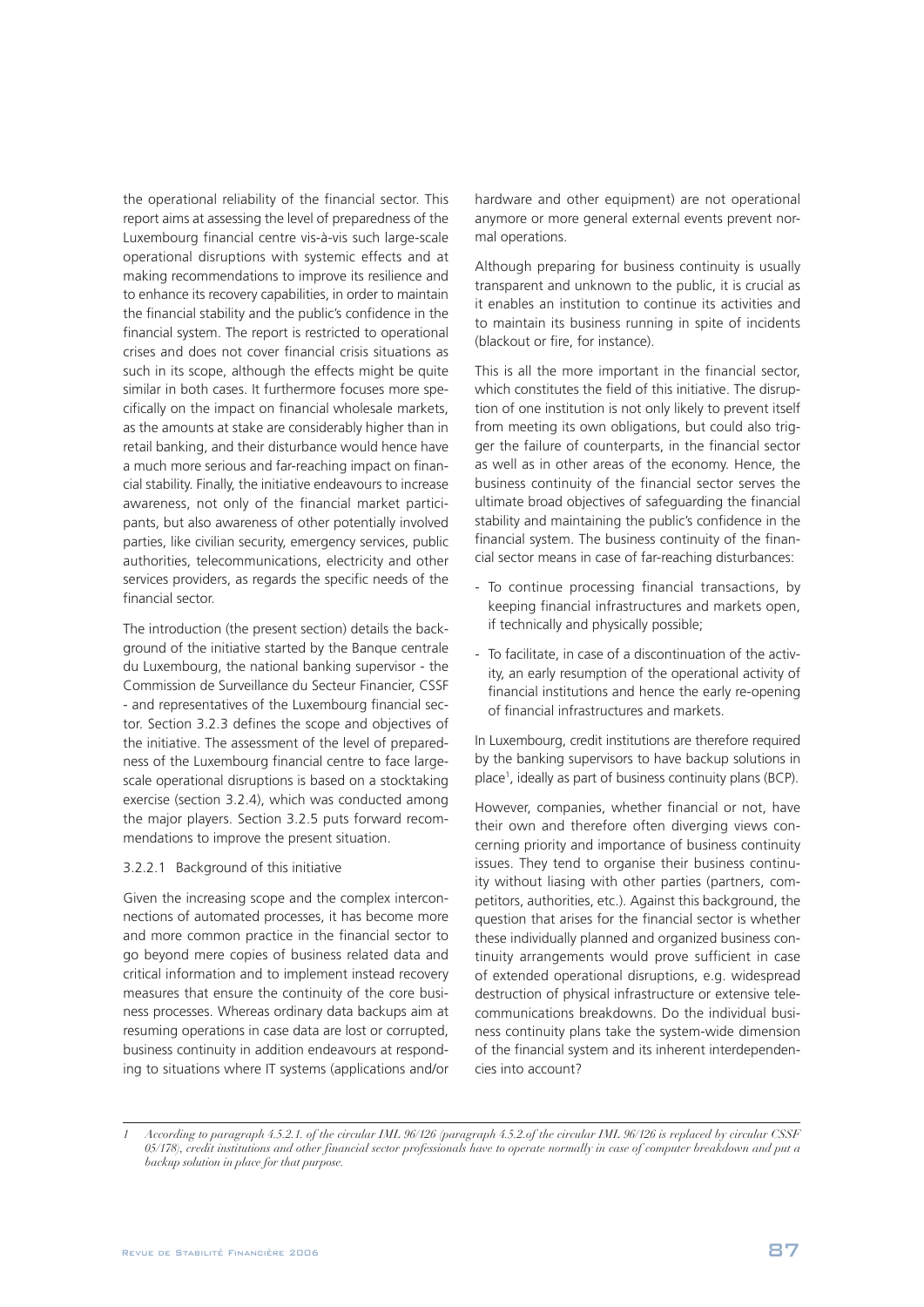the operational reliability of the financial sector. This report aims at assessing the level of preparedness of the Luxembourg financial centre vis-à-vis such large-scale operational disruptions with systemic effects and at making recommendations to improve its resilience and to enhance its recovery capabilities, in order to maintain the financial stability and the public's confidence in the financial system. The report is restricted to operational crises and does not cover financial crisis situations as such in its scope, although the effects might be quite similar in both cases. It furthermore focuses more specifically on the impact on financial wholesale markets, as the amounts at stake are considerably higher than in retail banking, and their disturbance would hence have a much more serious and far-reaching impact on financial stability. Finally, the initiative endeavours to increase awareness, not only of the financial market participants, but also awareness of other potentially involved parties, like civilian security, emergency services, public authorities, telecommunications, electricity and other services providers, as regards the specific needs of the financial sector.

The introduction (the present section) details the background of the initiative started by the Banque centrale du Luxembourg, the national banking supervisor - the Commission de Surveillance du Secteur Financier, CSSF - and representatives of the Luxembourg financial sector. Section 3.2.3 defines the scope and objectives of the initiative. The assessment of the level of preparedness of the Luxembourg financial centre to face large-scale operational disruptions is based on a stocktaking exercise (section 3.2.4), which was conducted among the major players. Section 3.2.5 puts forward recommendations to improve the present situation.

#### 3.2.2.1 Background of this initiative

Given the increasing scope and the complex interconnections of automated processes, it has become more and more common practice in the financial sector to go beyond mere copies of business related data and critical information and to implement instead recovery measures that ensure the continuity of the core business processes. Whereas ordinary data backups aim at resuming operations in case data are lost or corrupted, business continuity in addition endeavours at responding to situations where IT systems (applications and/or hardware and other equipment) are not operational anymore or more general external events prevent normal operations.

Although preparing for business continuity is usually transparent and unknown to the public, it is crucial as it enables an institution to continue its activities and to maintain its business running in spite of incidents (blackout or fire, for instance).

This is all the more important in the financial sector, which constitutes the field of this initiative. The disruption of one institution is not only likely to prevent itself from meeting its own obligations, but could also trigger the failure of counterparts, in the financial sector as well as in other areas of the economy. Hence, the business continuity of the financial sector serves the ultimate broad objectives of safeguarding the financial stability and maintaining the public's confidence in the financial system. The business continuity of the financial sector means in case of far-reaching disturbances:

- To continue processing financial transactions, by keeping financial infrastructures and markets open, if technically and physically possible;
- To facilitate, in case of a discontinuation of the activity, an early resumption of the operational activity of financial institutions and hence the early re-opening of financial infrastructures and markets.

In Luxembourg, credit institutions are therefore required by the banking supervisors to have backup solutions in place[1], ideally as part of business continuity plans (BCP).

However, companies, whether financial or not, have their own and therefore often diverging views concerning priority and importance of business continuity issues. They tend to organise their business continuity without liasing with other parties (partners, competitors, authorities, etc.). Against this background, the question that arises for the financial sector is whether these individually planned and organized business continuity arrangements would prove sufficient in case of extended operational disruptions, e.g. widespread destruction of physical infrastructure or extensive telecommunications breakdowns. Do the individual business continuity plans take the system-wide dimension of the financial system and its inherent interdependencies into account?

*1 According to paragraph 4.5.2.1. of the circular IML 96/126 (paragraph 4.5.2.of the circular IML 96/126 is replaced by circular CSSF 05/178), credit institutions and other financial sector professionals have to operate normally in case of computer breakdown and put a backup solution in place for that purpose.*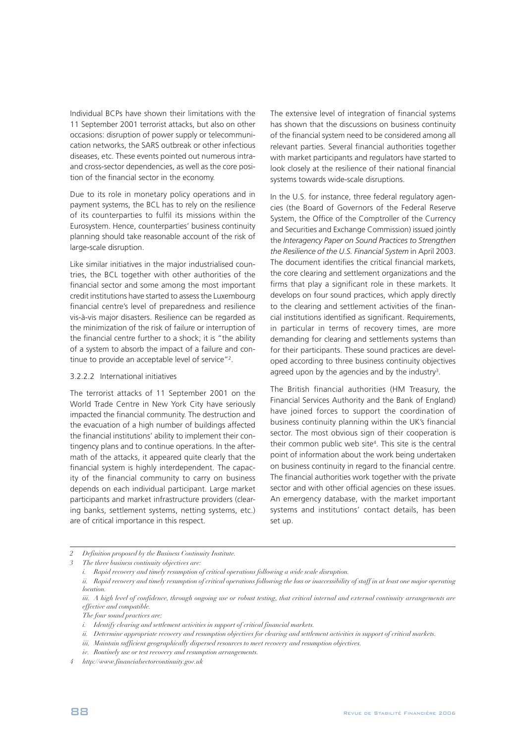Individual BCPs have shown their limitations with the 11 September 2001 terrorist attacks, but also on other occasions: disruption of power supply or telecommunication networks, the SARS outbreak or other infectious diseases, etc. These events pointed out numerous intra- and cross-sector dependencies, as well as the core position of the financial sector in the economy.

Due to its role in monetary policy operations and in payment systems, the BCL has to rely on the resilience of its counterparties to fulfil its missions within the Eurosystem. Hence, counterparties' business continuity planning should take reasonable account of the risk of large-scale disruption.

Like similar initiatives in the major industrialised countries, the BCL together with other authorities of the financial sector and some among the most important credit institutions have started to assess the Luxembourg financial centre's level of preparedness and resilience vis-à-vis major disasters. Resilience can be regarded as the minimization of the risk of failure or interruption of the financial centre further to a shock; it is "the ability of a system to absorb the impact of a failure and continue to provide an acceptable level of service"[2].

#### 3.2.2.2 International initiatives

The terrorist attacks of 11 September 2001 on the World Trade Centre in New York City have seriously impacted the financial community. The destruction and the evacuation of a high number of buildings affected the financial institutions' ability to implement their contingency plans and to continue operations. In the aftermath of the attacks, it appeared quite clearly that the financial system is highly interdependent. The capacity of the financial community to carry on business depends on each individual participant. Large market participants and market infrastructure providers (clearing banks, settlement systems, netting systems, etc.) are of critical importance in this respect.

The extensive level of integration of financial systems has shown that the discussions on business continuity of the financial system need to be considered among all relevant parties. Several financial authorities together with market participants and regulators have started to look closely at the resilience of their national financial systems towards wide-scale disruptions.

In the U.S. for instance, three federal regulatory agencies (the Board of Governors of the Federal Reserve System, the Office of the Comptroller of the Currency and Securities and Exchange Commission) issued jointly the *Interagency Paper on Sound Practices to Strengthen the Resilience of the U.S. Financial System* in April 2003. The document identifies the critical financial markets, the core clearing and settlement organizations and the firms that play a significant role in these markets. It develops on four sound practices, which apply directly to the clearing and settlement activities of the financial institutions identified as significant. Requirements, in particular in terms of recovery times, are more demanding for clearing and settlements systems than for their participants. These sound practices are developed according to three business continuity objectives agreed upon by the agencies and by the industry[3].

The British financial authorities (HM Treasury, the Financial Services Authority and the Bank of England) have joined forces to support the coordination of business continuity planning within the UK's financial sector. The most obvious sign of their cooperation is their common public web site[4]. This site is the central point of information about the work being undertaken on business continuity in regard to the financial centre. The financial authorities work together with the private sector and with other official agencies on these issues. An emergency database, with the market important systems and institutions' contact details, has been set up.

---

*2 Definition proposed by the Business Continuity Institute.*

*3 The three business continuity objectives are:*

*i. Rapid recovery and timely resumption of critical operations following a wide scale disruption.*

*ii. Rapid recovery and timely resumption of critical operations following the loss or inaccessibility of staff in at least one major operating location.*

*iii. A high level of confidence, through ongoing use or robust testing, that critical internal and external continuity arrangements are effective and compatible.*

*The four sound practices are:*

*i. Identify clearing and settlement activities in support of critical financial markets.*

*ii. Determine appropriate recovery and resumption objectives for clearing and settlement activities in support of critical markets.*

*iii. Maintain sufficient geographically dispersed resources to meet recovery and resumption objectives.*

*iv. Routinely use or test recovery and resumption arrangements.*

*4 http://www.financialsectorcontinuity.gov.uk*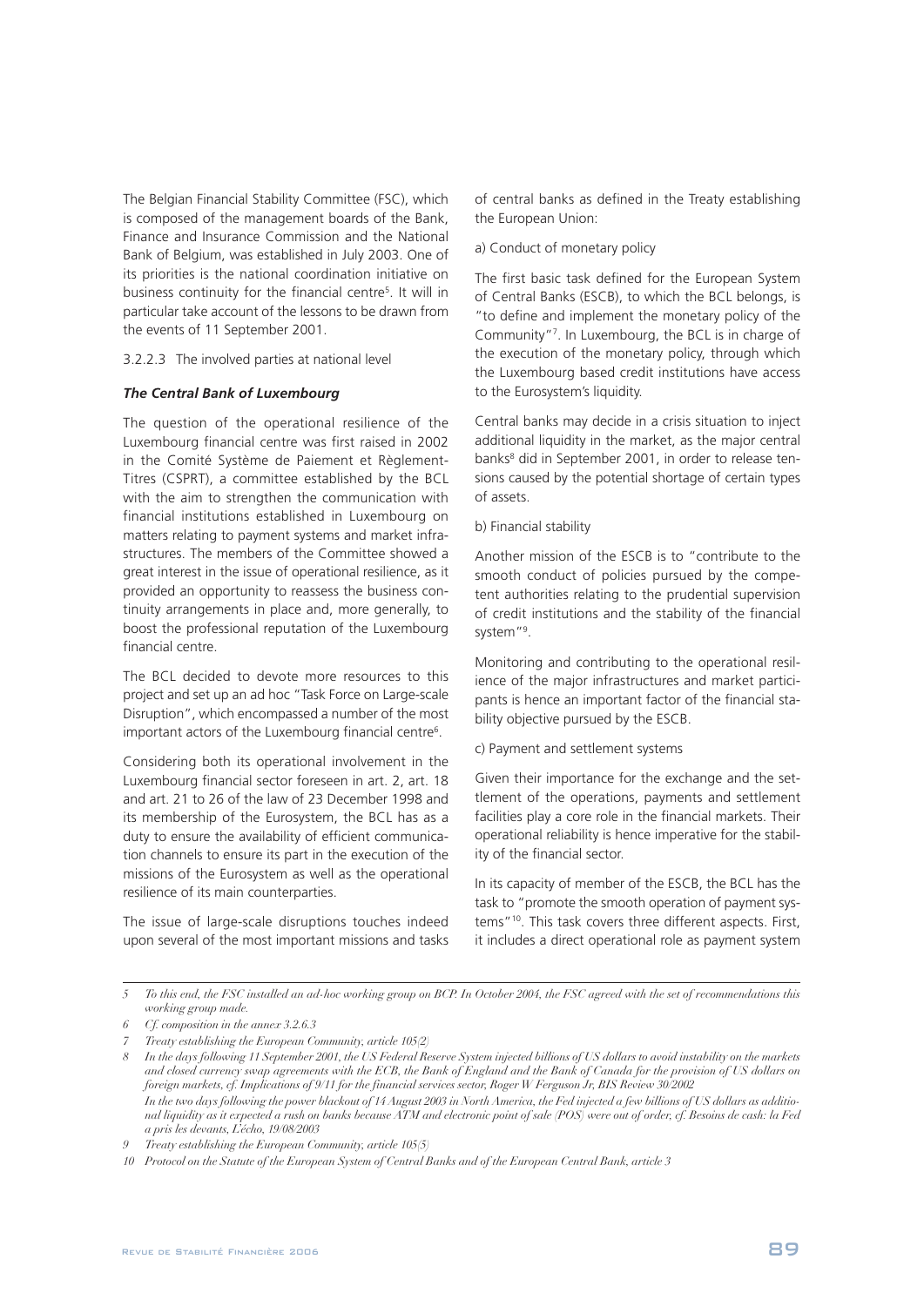The Belgian Financial Stability Committee (FSC), which is composed of the management boards of the Bank, Finance and Insurance Commission and the National Bank of Belgium, was established in July 2003. One of its priorities is the national coordination initiative on business continuity for the financial centre[5]. It will in particular take account of the lessons to be drawn from the events of 11 September 2001.

3.2.2.3 The involved parties at national level

***The Central Bank of Luxembourg***

The question of the operational resilience of the Luxembourg financial centre was first raised in 2002 in the Comité Système de Paiement et Règlement-Titres (CSPRT), a committee established by the BCL with the aim to strengthen the communication with financial institutions established in Luxembourg on matters relating to payment systems and market infrastructures. The members of the Committee showed a great interest in the issue of operational resilience, as it provided an opportunity to reassess the business continuity arrangements in place and, more generally, to boost the professional reputation of the Luxembourg financial centre.

The BCL decided to devote more resources to this project and set up an ad hoc "Task Force on Large-scale Disruption", which encompassed a number of the most important actors of the Luxembourg financial centre[6].

Considering both its operational involvement in the Luxembourg financial sector foreseen in art. 2, art. 18 and art. 21 to 26 of the law of 23 December 1998 and its membership of the Eurosystem, the BCL has as a duty to ensure the availability of efficient communication channels to ensure its part in the execution of the missions of the Eurosystem as well as the operational resilience of its main counterparties.

The issue of large-scale disruptions touches indeed upon several of the most important missions and tasks of central banks as defined in the Treaty establishing the European Union:

a) Conduct of monetary policy

The first basic task defined for the European System of Central Banks (ESCB), to which the BCL belongs, is "to define and implement the monetary policy of the Community"[7]. In Luxembourg, the BCL is in charge of the execution of the monetary policy, through which the Luxembourg based credit institutions have access to the Eurosystem's liquidity.

Central banks may decide in a crisis situation to inject additional liquidity in the market, as the major central banks[8] did in September 2001, in order to release tensions caused by the potential shortage of certain types of assets.

b) Financial stability

Another mission of the ESCB is to "contribute to the smooth conduct of policies pursued by the competent authorities relating to the prudential supervision of credit institutions and the stability of the financial system"[9].

Monitoring and contributing to the operational resilience of the major infrastructures and market participants is hence an important factor of the financial stability objective pursued by the ESCB.

c) Payment and settlement systems

Given their importance for the exchange and the settlement of the operations, payments and settlement facilities play a core role in the financial markets. Their operational reliability is hence imperative for the stability of the financial sector.

In its capacity of member of the ESCB, the BCL has the task to "promote the smooth operation of payment systems"[10]. This task covers three different aspects. First, it includes a direct operational role as payment system

---

*5 To this end, the FSC installed an ad-hoc working group on BCP. In October 2004, the FSC agreed with the set of recommendations this working group made.*

*6 Cf. composition in the annex 3.2.6.3*

*7 Treaty establishing the European Community, article 105(2)*

*8 In the days following 11 September 2001, the US Federal Reserve System injected billions of US dollars to avoid instability on the markets and closed currency swap agreements with the ECB, the Bank of England and the Bank of Canada for the provision of US dollars on foreign markets, cf. Implications of 9/11 for the financial services sector, Roger W Ferguson Jr, BIS Review 30/2002*
*In the two days following the power blackout of 14 August 2003 in North America, the Fed injected a few billions of US dollars as additional liquidity as it expected a rush on banks because ATM and electronic point of sale (POS) were out of order, cf. Besoins de cash: la Fed a pris les devants, L'écho, 19/08/2003*

*9 Treaty establishing the European Community, article 105(5)*

*10 Protocol on the Statute of the European System of Central Banks and of the European Central Bank, article 3*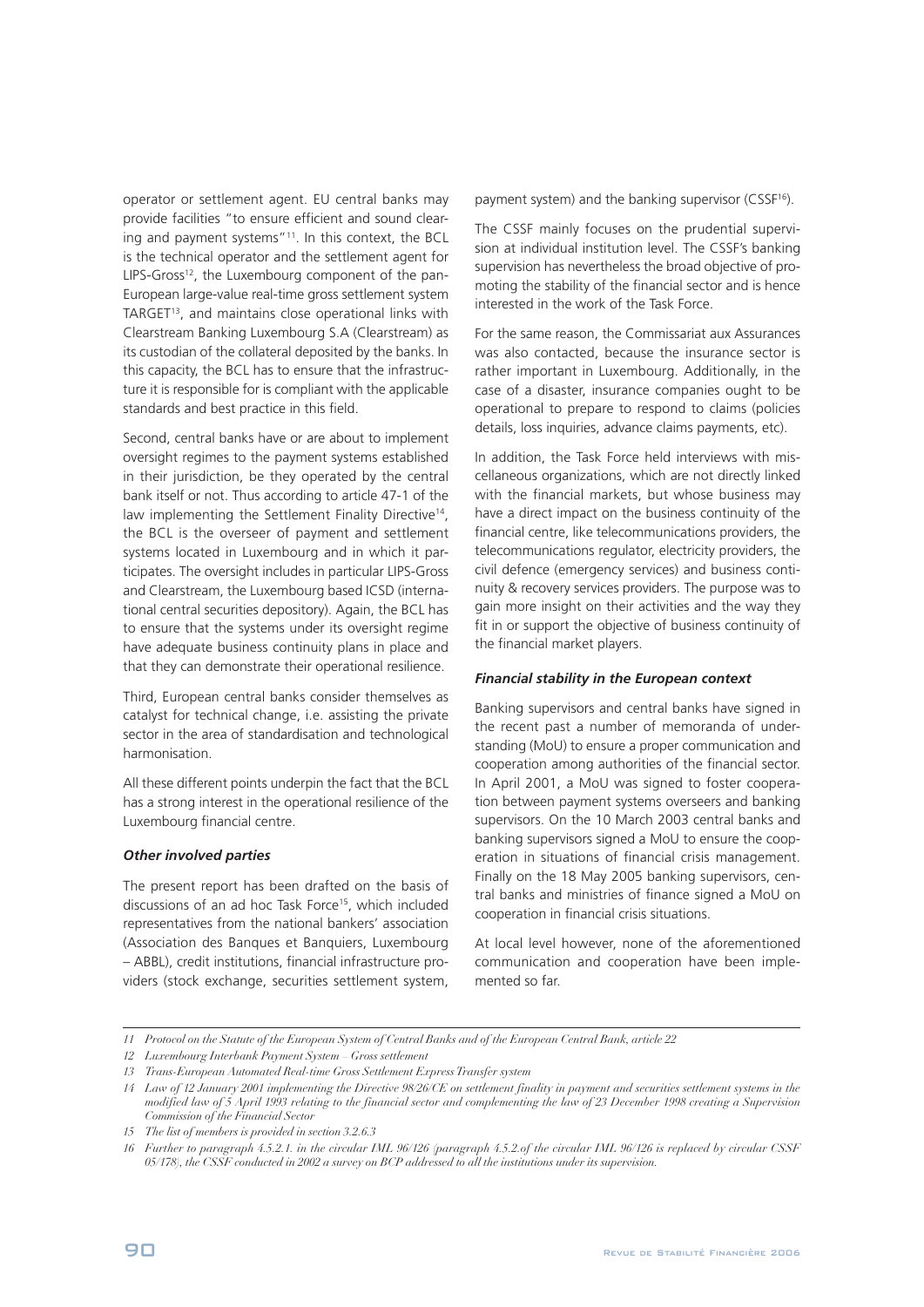operator or settlement agent. EU central banks may provide facilities "to ensure efficient and sound clearing and payment systems"[11]. In this context, the BCL is the technical operator and the settlement agent for LIPS-Gross[12], the Luxembourg component of the pan-European large-value real-time gross settlement system TARGET[13], and maintains close operational links with Clearstream Banking Luxembourg S.A (Clearstream) as its custodian of the collateral deposited by the banks. In this capacity, the BCL has to ensure that the infrastructure it is responsible for is compliant with the applicable standards and best practice in this field.

Second, central banks have or are about to implement oversight regimes to the payment systems established in their jurisdiction, be they operated by the central bank itself or not. Thus according to article 47-1 of the law implementing the Settlement Finality Directive[14], the BCL is the overseer of payment and settlement systems located in Luxembourg and in which it participates. The oversight includes in particular LIPS-Gross and Clearstream, the Luxembourg based ICSD (international central securities depository). Again, the BCL has to ensure that the systems under its oversight regime have adequate business continuity plans in place and that they can demonstrate their operational resilience.

Third, European central banks consider themselves as catalyst for technical change, i.e. assisting the private sector in the area of standardisation and technological harmonisation.

All these different points underpin the fact that the BCL has a strong interest in the operational resilience of the Luxembourg financial centre.

#### *Other involved parties*

The present report has been drafted on the basis of discussions of an ad hoc Task Force[15], which included representatives from the national bankers' association (Association des Banques et Banquiers, Luxembourg – ABBL), credit institutions, financial infrastructure providers (stock exchange, securities settlement system, payment system) and the banking supervisor (CSSF[16]).

The CSSF mainly focuses on the prudential supervision at individual institution level. The CSSF's banking supervision has nevertheless the broad objective of promoting the stability of the financial sector and is hence interested in the work of the Task Force.

For the same reason, the Commissariat aux Assurances was also contacted, because the insurance sector is rather important in Luxembourg. Additionally, in the case of a disaster, insurance companies ought to be operational to prepare to respond to claims (policies details, loss inquiries, advance claims payments, etc).

In addition, the Task Force held interviews with miscellaneous organizations, which are not directly linked with the financial markets, but whose business may have a direct impact on the business continuity of the financial centre, like telecommunications providers, the telecommunications regulator, electricity providers, the civil defence (emergency services) and business continuity & recovery services providers. The purpose was to gain more insight on their activities and the way they fit in or support the objective of business continuity of the financial market players.

#### *Financial stability in the European context*

Banking supervisors and central banks have signed in the recent past a number of memoranda of understanding (MoU) to ensure a proper communication and cooperation among authorities of the financial sector. In April 2001, a MoU was signed to foster cooperation between payment systems overseers and banking supervisors. On the 10 March 2003 central banks and banking supervisors signed a MoU to ensure the cooperation in situations of financial crisis management. Finally on the 18 May 2005 banking supervisors, central banks and ministries of finance signed a MoU on cooperation in financial crisis situations.

At local level however, none of the aforementioned communication and cooperation have been implemented so far.

---

11 *Protocol on the Statute of the European System of Central Banks and of the European Central Bank, article 22*

12 *Luxembourg Interbank Payment System – Gross settlement*

13 *Trans-European Automated Real-time Gross Settlement Express Transfer system*

14 *Law of 12 January 2001 implementing the Directive 98/26/CE on settlement finality in payment and securities settlement systems in the modified law of 5 April 1993 relating to the financial sector and complementing the law of 23 December 1998 creating a Supervision Commission of the Financial Sector*

15 *The list of members is provided in section 3.2.6.3*

16 *Further to paragraph 4.5.2.1. in the circular IML 96/126 (paragraph 4.5.2.of the circular IML 96/126 is replaced by circular CSSF 05/178), the CSSF conducted in 2002 a survey on BCP addressed to all the institutions under its supervision.*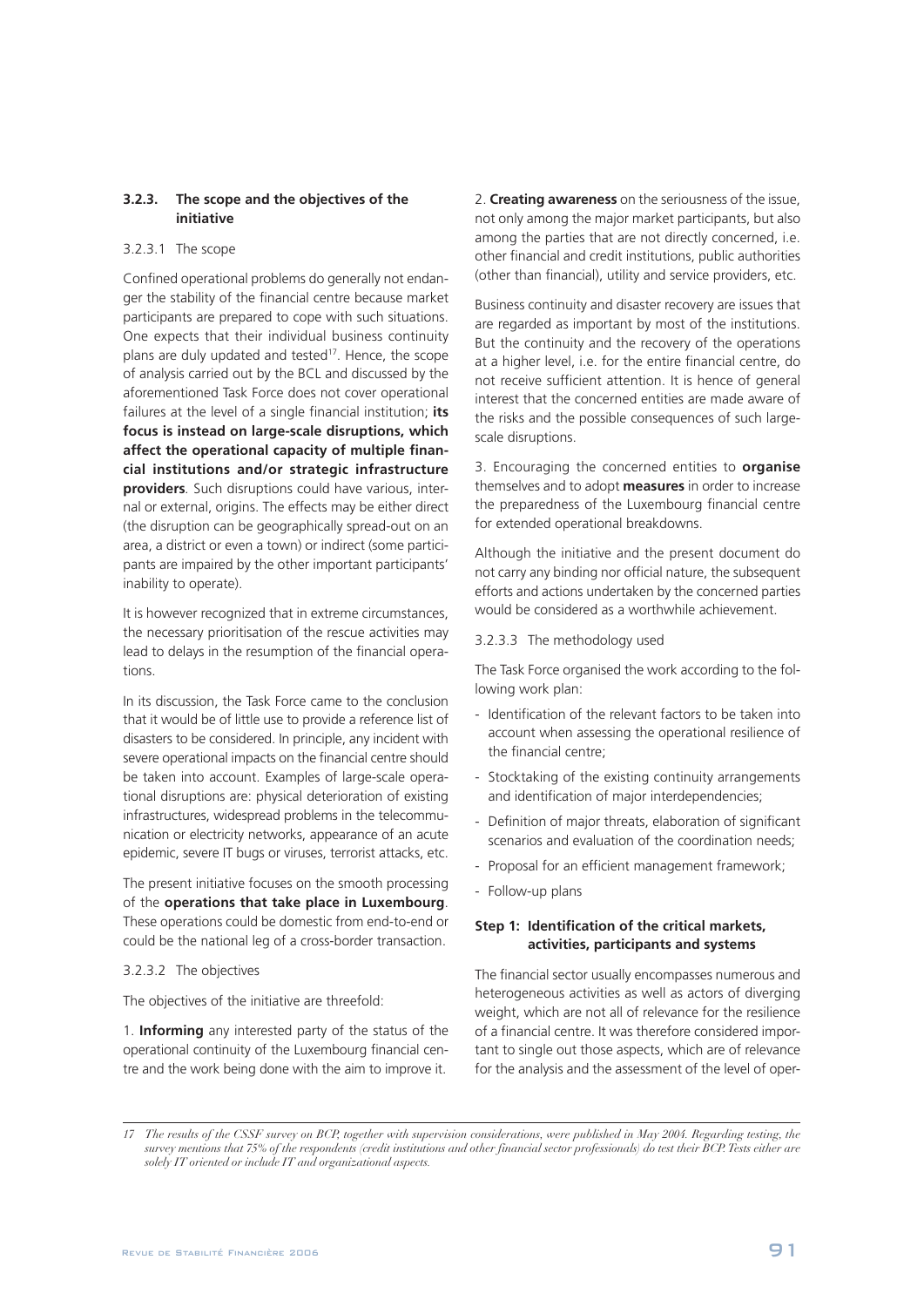### 3.2.3. The scope and the objectives of the initiative

#### 3.2.3.1 The scope

Confined operational problems do generally not endanger the stability of the financial centre because market participants are prepared to cope with such situations. One expects that their individual business continuity plans are duly updated and tested[17]. Hence, the scope of analysis carried out by the BCL and discussed by the aforementioned Task Force does not cover operational failures at the level of a single financial institution; **its focus is instead on large-scale disruptions, which affect the operational capacity of multiple financial institutions and/or strategic infrastructure providers**. Such disruptions could have various, internal or external, origins. The effects may be either direct (the disruption can be geographically spread-out on an area, a district or even a town) or indirect (some participants are impaired by the other important participants' inability to operate).

It is however recognized that in extreme circumstances, the necessary prioritisation of the rescue activities may lead to delays in the resumption of the financial operations.

In its discussion, the Task Force came to the conclusion that it would be of little use to provide a reference list of disasters to be considered. In principle, any incident with severe operational impacts on the financial centre should be taken into account. Examples of large-scale operational disruptions are: physical deterioration of existing infrastructures, widespread problems in the telecommunication or electricity networks, appearance of an acute epidemic, severe IT bugs or viruses, terrorist attacks, etc.

The present initiative focuses on the smooth processing of the **operations that take place in Luxembourg**. These operations could be domestic from end-to-end or could be the national leg of a cross-border transaction.

#### 3.2.3.2 The objectives

The objectives of the initiative are threefold:

1. **Informing** any interested party of the status of the operational continuity of the Luxembourg financial centre and the work being done with the aim to improve it.

2. **Creating awareness** on the seriousness of the issue, not only among the major market participants, but also among the parties that are not directly concerned, i.e. other financial and credit institutions, public authorities (other than financial), utility and service providers, etc.

Business continuity and disaster recovery are issues that are regarded as important by most of the institutions. But the continuity and the recovery of the operations at a higher level, i.e. for the entire financial centre, do not receive sufficient attention. It is hence of general interest that the concerned entities are made aware of the risks and the possible consequences of such large-scale disruptions.

3. Encouraging the concerned entities to **organise** themselves and to adopt **measures** in order to increase the preparedness of the Luxembourg financial centre for extended operational breakdowns.

Although the initiative and the present document do not carry any binding nor official nature, the subsequent efforts and actions undertaken by the concerned parties would be considered as a worthwhile achievement.

#### 3.2.3.3 The methodology used

The Task Force organised the work according to the following work plan:

- Identification of the relevant factors to be taken into account when assessing the operational resilience of the financial centre;
- Stocktaking of the existing continuity arrangements and identification of major interdependencies;
- Definition of major threats, elaboration of significant scenarios and evaluation of the coordination needs;
- Proposal for an efficient management framework;
- Follow-up plans

**Step 1: Identification of the critical markets, activities, participants and systems**

The financial sector usually encompasses numerous and heterogeneous activities as well as actors of diverging weight, which are not all of relevance for the resilience of a financial centre. It was therefore considered important to single out those aspects, which are of relevance for the analysis and the assessment of the level of oper-

---

17 *The results of the CSSF survey on BCP, together with supervision considerations, were published in May 2004. Regarding testing, the survey mentions that 75% of the respondents (credit institutions and other financial sector professionals) do test their BCP. Tests either are solely IT oriented or include IT and organizational aspects.*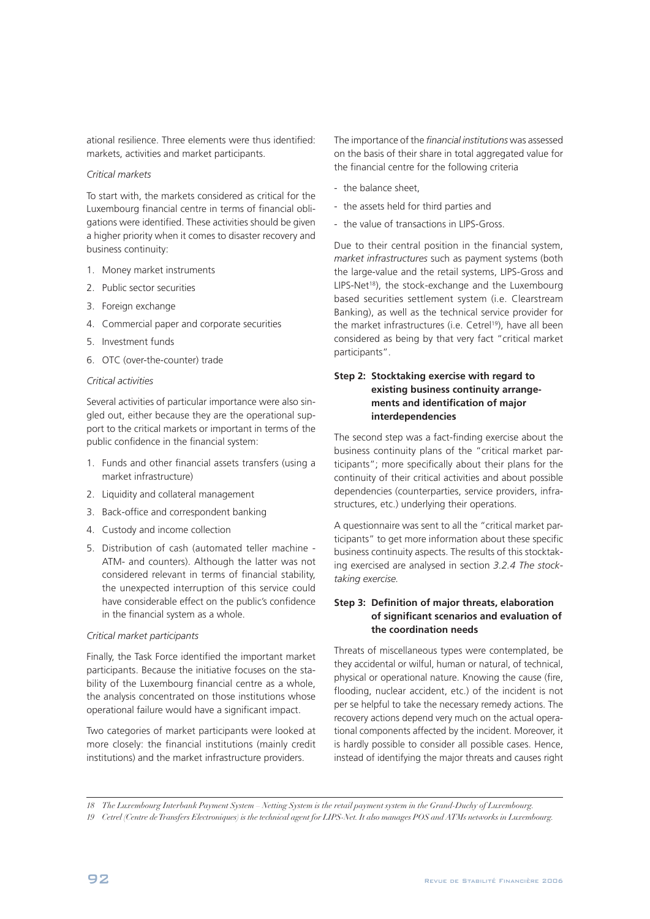ational resilience. Three elements were thus identified: markets, activities and market participants.

*Critical markets*

To start with, the markets considered as critical for the Luxembourg financial centre in terms of financial obligations were identified. These activities should be given a higher priority when it comes to disaster recovery and business continuity:

1. Money market instruments
2. Public sector securities
3. Foreign exchange
4. Commercial paper and corporate securities
5. Investment funds
6. OTC (over-the-counter) trade

*Critical activities*

Several activities of particular importance were also singled out, either because they are the operational support to the critical markets or important in terms of the public confidence in the financial system:

1. Funds and other financial assets transfers (using a market infrastructure)
2. Liquidity and collateral management
3. Back-office and correspondent banking
4. Custody and income collection
5. Distribution of cash (automated teller machine - ATM- and counters). Although the latter was not considered relevant in terms of financial stability, the unexpected interruption of this service could have considerable effect on the public's confidence in the financial system as a whole.

*Critical market participants*

Finally, the Task Force identified the important market participants. Because the initiative focuses on the stability of the Luxembourg financial centre as a whole, the analysis concentrated on those institutions whose operational failure would have a significant impact.

Two categories of market participants were looked at more closely: the financial institutions (mainly credit institutions) and the market infrastructure providers.

The importance of the *financial institutions* was assessed on the basis of their share in total aggregated value for the financial centre for the following criteria

- the balance sheet,
- the assets held for third parties and
- the value of transactions in LIPS-Gross.

Due to their central position in the financial system, *market infrastructures* such as payment systems (both the large-value and the retail systems, LIPS-Gross and LIPS-Net[18]), the stock-exchange and the Luxembourg based securities settlement system (i.e. Clearstream Banking), as well as the technical service provider for the market infrastructures (i.e. Cetrel[19]), have all been considered as being by that very fact "critical market participants".

### Step 2: Stocktaking exercise with regard to existing business continuity arrangements and identification of major interdependencies

The second step was a fact-finding exercise about the business continuity plans of the "critical market participants"; more specifically about their plans for the continuity of their critical activities and about possible dependencies (counterparties, service providers, infrastructures, etc.) underlying their operations.

A questionnaire was sent to all the "critical market participants" to get more information about these specific business continuity aspects. The results of this stocktaking exercised are analysed in section *3.2.4 The stocktaking exercise.*

### Step 3: Definition of major threats, elaboration of significant scenarios and evaluation of the coordination needs

Threats of miscellaneous types were contemplated, be they accidental or wilful, human or natural, of technical, physical or operational nature. Knowing the cause (fire, flooding, nuclear accident, etc.) of the incident is not per se helpful to take the necessary remedy actions. The recovery actions depend very much on the actual operational components affected by the incident. Moreover, it is hardly possible to consider all possible cases. Hence, instead of identifying the major threats and causes right

---

18 The Luxembourg Interbank Payment System – Netting System is the retail payment system in the Grand-Duchy of Luxembourg.

19 Cetrel (Centre de Transfers Electroniques) is the technical agent for LIPS-Net. It also manages POS and ATMs networks in Luxembourg.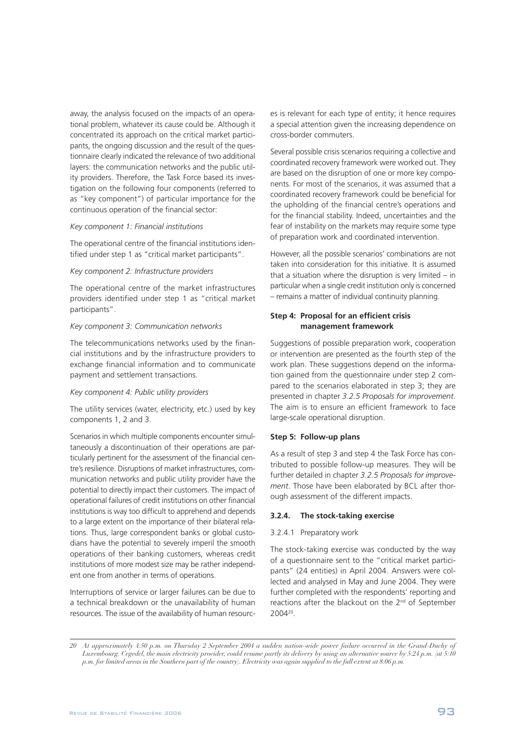away, the analysis focused on the impacts of an operational problem, whatever its cause could be. Although it concentrated its approach on the critical market participants, the ongoing discussion and the result of the questionnaire clearly indicated the relevance of two additional layers: the communication networks and the public utility providers. Therefore, the Task Force based its investigation on the following four components (referred to as "key component") of particular importance for the continuous operation of the financial sector:

*Key component 1: Financial institutions*

The operational centre of the financial institutions identified under step 1 as "critical market participants".

*Key component 2: Infrastructure providers*

The operational centre of the market infrastructures providers identified under step 1 as "critical market participants".

*Key component 3: Communication networks*

The telecommunications networks used by the financial institutions and by the infrastructure providers to exchange financial information and to communicate payment and settlement transactions.

*Key component 4: Public utility providers*

The utility services (water, electricity, etc.) used by key components 1, 2 and 3.

Scenarios in which multiple components encounter simultaneously a discontinuation of their operations are particularly pertinent for the assessment of the financial centre's resilience. Disruptions of market infrastructures, communication networks and public utility provider have the potential to directly impact their customers. The impact of operational failures of credit institutions on other financial institutions is way too difficult to apprehend and depends to a large extent on the importance of their bilateral relations. Thus, large correspondent banks or global custodians have the potential to severely imperil the smooth operations of their banking customers, whereas credit institutions of more modest size may be rather independent one from another in terms of operations.

Interruptions of service or larger failures can be due to a technical breakdown or the unavailability of human resources. The issue of the availability of human resources is relevant for each type of entity; it hence requires a special attention given the increasing dependence on cross-border commuters.

Several possible crisis scenarios requiring a collective and coordinated recovery framework were worked out. They are based on the disruption of one or more key components. For most of the scenarios, it was assumed that a coordinated recovery framework could be beneficial for the upholding of the financial centre's operations and for the financial stability. Indeed, uncertainties and the fear of instability on the markets may require some type of preparation work and coordinated intervention.

However, all the possible scenarios' combinations are not taken into consideration for this initiative. It is assumed that a situation where the disruption is very limited – in particular when a single credit institution only is concerned – remains a matter of individual continuity planning.

#### Step 4: Proposal for an efficient crisis management framework

Suggestions of possible preparation work, cooperation or intervention are presented as the fourth step of the work plan. These suggestions depend on the information gained from the questionnaire under step 2 compared to the scenarios elaborated in step 3; they are presented in chapter *3.2.5 Proposals for improvement*. The aim is to ensure an efficient framework to face large-scale operational disruption.

#### Step 5: Follow-up plans

As a result of step 3 and step 4 the Task Force has contributed to possible follow-up measures. They will be further detailed in chapter *3.2.5 Proposals for improvement*. Those have been elaborated by BCL after thorough assessment of the different impacts.

### 3.2.4. The stock-taking exercise

#### 3.2.4.1 Preparatory work

The stock-taking exercise was conducted by the way of a questionnaire sent to the "critical market participants" (24 entities) in April 2004. Answers were collected and analysed in May and June 2004. They were further completed with the respondents' reporting and reactions after the blackout on the 2nd of September 2004[20].

---

[20] *At approximately 4:50 p.m. on Thursday 2 September 2004 a sudden nation-wide power failure occurred in the Grand-Duchy of Luxembourg. Cegedel, the main electricity provider, could resume partly its delivery by using an alternative source by 5:24 p.m. (at 5:10 p.m. for limited areas in the Southern part of the country). Electricity was again supplied to the full extent at 8:06 p.m.*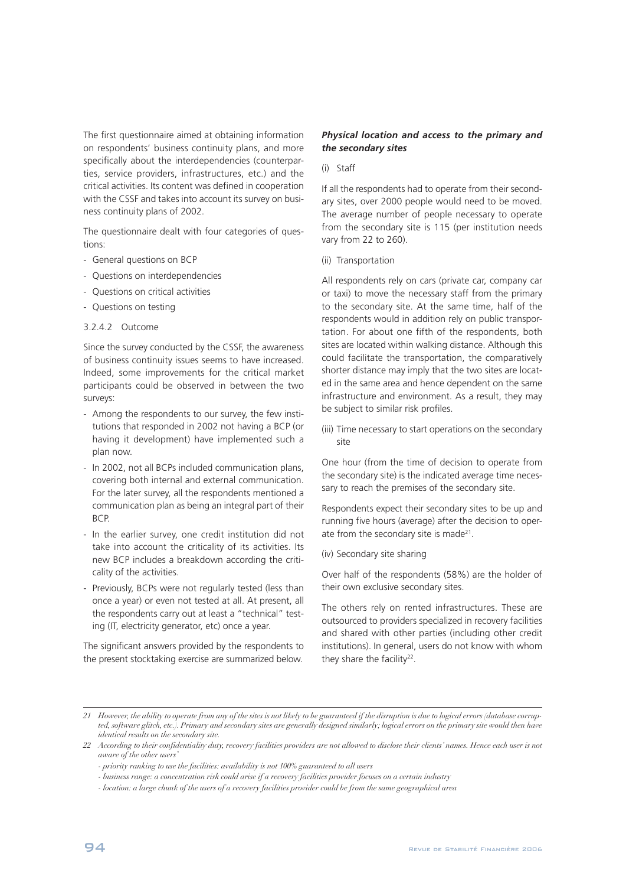The first questionnaire aimed at obtaining information on respondents' business continuity plans, and more specifically about the interdependencies (counterparties, service providers, infrastructures, etc.) and the critical activities. Its content was defined in cooperation with the CSSF and takes into account its survey on business continuity plans of 2002.

The questionnaire dealt with four categories of questions:

- General questions on BCP
- Questions on interdependencies
- Questions on critical activities
- Questions on testing

3.2.4.2 Outcome

Since the survey conducted by the CSSF, the awareness of business continuity issues seems to have increased. Indeed, some improvements for the critical market participants could be observed in between the two surveys:

- Among the respondents to our survey, the few institutions that responded in 2002 not having a BCP (or having it development) have implemented such a plan now.
- In 2002, not all BCPs included communication plans, covering both internal and external communication. For the later survey, all the respondents mentioned a communication plan as being an integral part of their BCP.
- In the earlier survey, one credit institution did not take into account the criticality of its activities. Its new BCP includes a breakdown according the criticality of the activities.
- Previously, BCPs were not regularly tested (less than once a year) or even not tested at all. At present, all the respondents carry out at least a "technical" testing (IT, electricity generator, etc) once a year.

The significant answers provided by the respondents to the present stocktaking exercise are summarized below.

***Physical location and access to the primary and the secondary sites***

(i) Staff

If all the respondents had to operate from their secondary sites, over 2000 people would need to be moved. The average number of people necessary to operate from the secondary site is 115 (per institution needs vary from 22 to 260).

(ii) Transportation

All respondents rely on cars (private car, company car or taxi) to move the necessary staff from the primary to the secondary site. At the same time, half of the respondents would in addition rely on public transportation. For about one fifth of the respondents, both sites are located within walking distance. Although this could facilitate the transportation, the comparatively shorter distance may imply that the two sites are located in the same area and hence dependent on the same infrastructure and environment. As a result, they may be subject to similar risk profiles.

(iii) Time necessary to start operations on the secondary site

One hour (from the time of decision to operate from the secondary site) is the indicated average time necessary to reach the premises of the secondary site.

Respondents expect their secondary sites to be up and running five hours (average) after the decision to operate from the secondary site is made[21].

(iv) Secondary site sharing

Over half of the respondents (58%) are the holder of their own exclusive secondary sites.

The others rely on rented infrastructures. These are outsourced to providers specialized in recovery facilities and shared with other parties (including other credit institutions). In general, users do not know with whom they share the facility[22].

---

*21 However, the ability to operate from any of the sites is not likely to be guaranteed if the disruption is due to logical errors (database corrupted, software glitch, etc.). Primary and secondary sites are generally designed similarly; logical errors on the primary site would then have identical results on the secondary site.*

*22 According to their confidentiality duty, recovery facilities providers are not allowed to disclose their clients' names. Hence each user is not aware of the other users'*

*- priority ranking to use the facilities: availability is not 100% guaranteed to all users*

*- business range: a concentration risk could arise if a recovery facilities provider focuses on a certain industry*

*- location: a large chunk of the users of a recovery facilities provider could be from the same geographical area*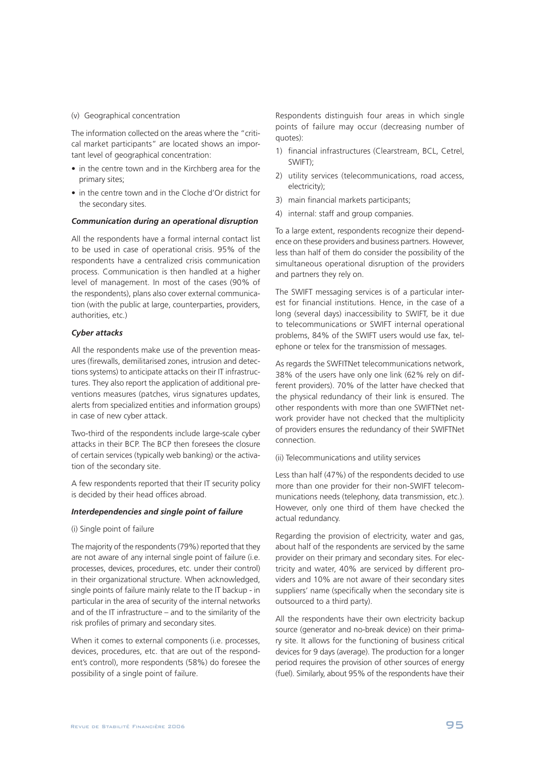(v) Geographical concentration

The information collected on the areas where the "critical market participants" are located shows an important level of geographical concentration:

- in the centre town and in the Kirchberg area for the primary sites;
- in the centre town and in the Cloche d'Or district for the secondary sites.

***Communication during an operational disruption***

All the respondents have a formal internal contact list to be used in case of operational crisis. 95% of the respondents have a centralized crisis communication process. Communication is then handled at a higher level of management. In most of the cases (90% of the respondents), plans also cover external communication (with the public at large, counterparties, providers, authorities, etc.)

***Cyber attacks***

All the respondents make use of the prevention measures (firewalls, demilitarised zones, intrusion and detections systems) to anticipate attacks on their IT infrastructures. They also report the application of additional preventions measures (patches, virus signatures updates, alerts from specialized entities and information groups) in case of new cyber attack.

Two-third of the respondents include large-scale cyber attacks in their BCP. The BCP then foresees the closure of certain services (typically web banking) or the activation of the secondary site.

A few respondents reported that their IT security policy is decided by their head offices abroad.

***Interdependencies and single point of failure***

(i) Single point of failure

The majority of the respondents (79%) reported that they are not aware of any internal single point of failure (i.e. processes, devices, procedures, etc. under their control) in their organizational structure. When acknowledged, single points of failure mainly relate to the IT backup - in particular in the area of security of the internal networks and of the IT infrastructure – and to the similarity of the risk profiles of primary and secondary sites.

When it comes to external components (i.e. processes, devices, procedures, etc. that are out of the respondent's control), more respondents (58%) do foresee the possibility of a single point of failure.

Respondents distinguish four areas in which single points of failure may occur (decreasing number of quotes):

1) financial infrastructures (Clearstream, BCL, Cetrel, SWIFT);
2) utility services (telecommunications, road access, electricity);
3) main financial markets participants;
4) internal: staff and group companies.

To a large extent, respondents recognize their dependence on these providers and business partners. However, less than half of them do consider the possibility of the simultaneous operational disruption of the providers and partners they rely on.

The SWIFT messaging services is of a particular interest for financial institutions. Hence, in the case of a long (several days) inaccessibility to SWIFT, be it due to telecommunications or SWIFT internal operational problems, 84% of the SWIFT users would use fax, telephone or telex for the transmission of messages.

As regards the SWFITNet telecommunications network, 38% of the users have only one link (62% rely on different providers). 70% of the latter have checked that the physical redundancy of their link is ensured. The other respondents with more than one SWIFTNet network provider have not checked that the multiplicity of providers ensures the redundancy of their SWIFTNet connection.

(ii) Telecommunications and utility services

Less than half (47%) of the respondents decided to use more than one provider for their non-SWIFT telecommunications needs (telephony, data transmission, etc.). However, only one third of them have checked the actual redundancy.

Regarding the provision of electricity, water and gas, about half of the respondents are serviced by the same provider on their primary and secondary sites. For electricity and water, 40% are serviced by different providers and 10% are not aware of their secondary sites suppliers' name (specifically when the secondary site is outsourced to a third party).

All the respondents have their own electricity backup source (generator and no-break device) on their primary site. It allows for the functioning of business critical devices for 9 days (average). The production for a longer period requires the provision of other sources of energy (fuel). Similarly, about 95% of the respondents have their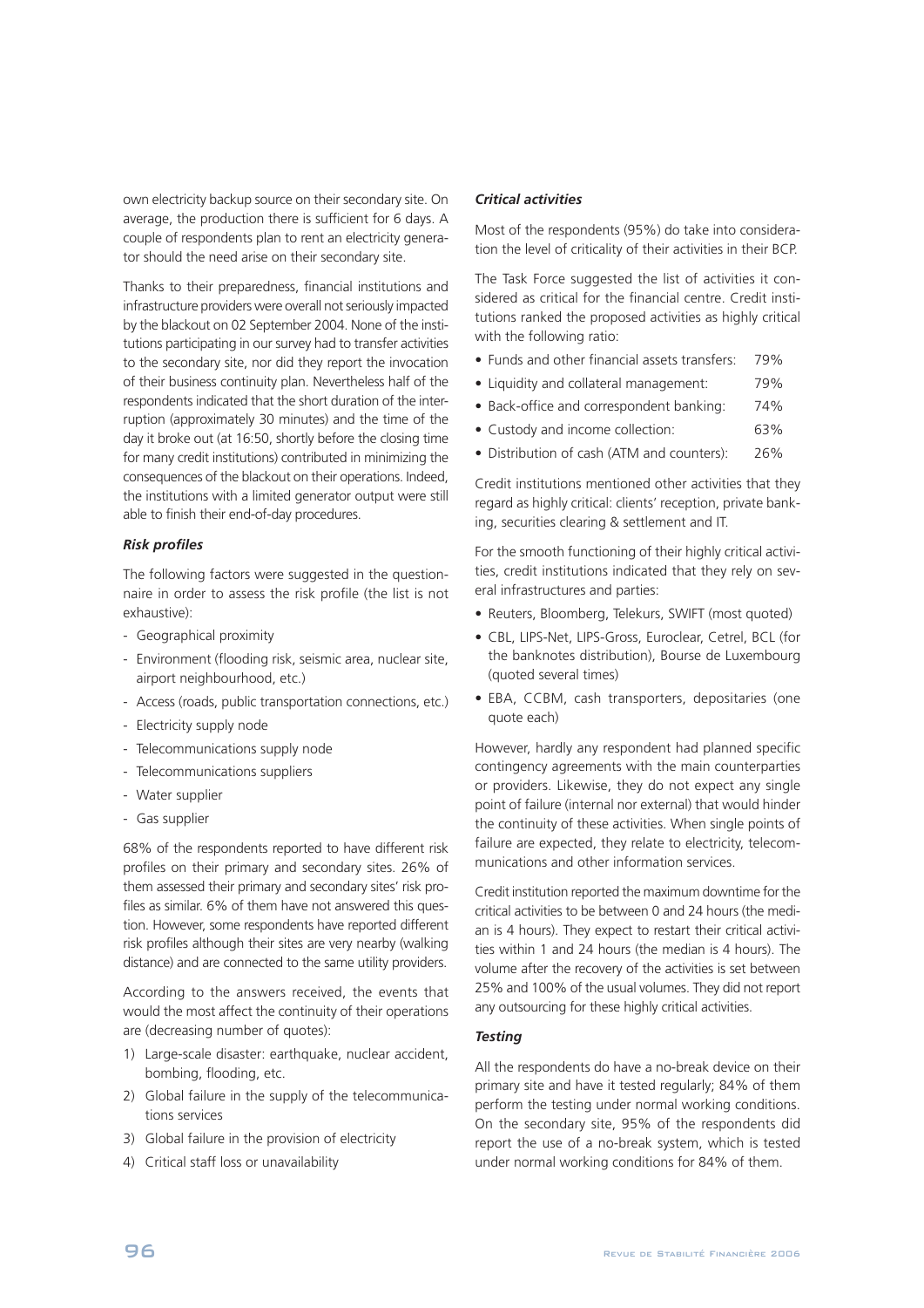own electricity backup source on their secondary site. On average, the production there is sufficient for 6 days. A couple of respondents plan to rent an electricity generator should the need arise on their secondary site.

Thanks to their preparedness, financial institutions and infrastructure providers were overall not seriously impacted by the blackout on 02 September 2004. None of the institutions participating in our survey had to transfer activities to the secondary site, nor did they report the invocation of their business continuity plan. Nevertheless half of the respondents indicated that the short duration of the interruption (approximately 30 minutes) and the time of the day it broke out (at 16:50, shortly before the closing time for many credit institutions) contributed in minimizing the consequences of the blackout on their operations. Indeed, the institutions with a limited generator output were still able to finish their end-of-day procedures.

### *Risk profiles*

The following factors were suggested in the questionnaire in order to assess the risk profile (the list is not exhaustive):

- Geographical proximity
- Environment (flooding risk, seismic area, nuclear site, airport neighbourhood, etc.)
- Access (roads, public transportation connections, etc.)
- Electricity supply node
- Telecommunications supply node
- Telecommunications suppliers
- Water supplier
- Gas supplier

68% of the respondents reported to have different risk profiles on their primary and secondary sites. 26% of them assessed their primary and secondary sites' risk profiles as similar. 6% of them have not answered this question. However, some respondents have reported different risk profiles although their sites are very nearby (walking distance) and are connected to the same utility providers.

According to the answers received, the events that would the most affect the continuity of their operations are (decreasing number of quotes):

1) Large-scale disaster: earthquake, nuclear accident, bombing, flooding, etc.
2) Global failure in the supply of the telecommunications services
3) Global failure in the provision of electricity
4) Critical staff loss or unavailability

### *Critical activities*

Most of the respondents (95%) do take into consideration the level of criticality of their activities in their BCP.

The Task Force suggested the list of activities it considered as critical for the financial centre. Credit institutions ranked the proposed activities as highly critical with the following ratio:

- Funds and other financial assets transfers: 79%
- Liquidity and collateral management: 79%
- Back-office and correspondent banking: 74%
- Custody and income collection: 63%
- Distribution of cash (ATM and counters): 26%

Credit institutions mentioned other activities that they regard as highly critical: clients' reception, private banking, securities clearing & settlement and IT.

For the smooth functioning of their highly critical activities, credit institutions indicated that they rely on several infrastructures and parties:

- Reuters, Bloomberg, Telekurs, SWIFT (most quoted)
- CBL, LIPS-Net, LIPS-Gross, Euroclear, Cetrel, BCL (for the banknotes distribution), Bourse de Luxembourg (quoted several times)
- EBA, CCBM, cash transporters, depositaries (one quote each)

However, hardly any respondent had planned specific contingency agreements with the main counterparties or providers. Likewise, they do not expect any single point of failure (internal nor external) that would hinder the continuity of these activities. When single points of failure are expected, they relate to electricity, telecommunications and other information services.

Credit institution reported the maximum downtime for the critical activities to be between 0 and 24 hours (the median is 4 hours). They expect to restart their critical activities within 1 and 24 hours (the median is 4 hours). The volume after the recovery of the activities is set between 25% and 100% of the usual volumes. They did not report any outsourcing for these highly critical activities.

### *Testing*

All the respondents do have a no-break device on their primary site and have it tested regularly; 84% of them perform the testing under normal working conditions. On the secondary site, 95% of the respondents did report the use of a no-break system, which is tested under normal working conditions for 84% of them.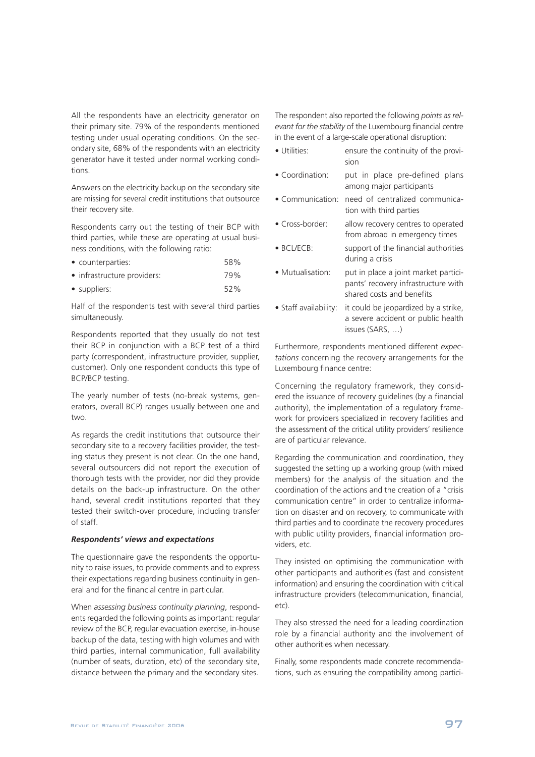All the respondents have an electricity generator on their primary site. 79% of the respondents mentioned testing under usual operating conditions. On the secondary site, 68% of the respondents with an electricity generator have it tested under normal working conditions.

Answers on the electricity backup on the secondary site are missing for several credit institutions that outsource their recovery site.

Respondents carry out the testing of their BCP with third parties, while these are operating at usual business conditions, with the following ratio:

| | |
|---|---|
| • counterparties: | 58% |
| • infrastructure providers: | 79% |
| • suppliers: | 52% |

Half of the respondents test with several third parties simultaneously.

Respondents reported that they usually do not test their BCP in conjunction with a BCP test of a third party (correspondent, infrastructure provider, supplier, customer). Only one respondent conducts this type of BCP/BCP testing.

The yearly number of tests (no-break systems, generators, overall BCP) ranges usually between one and two.

As regards the credit institutions that outsource their secondary site to a recovery facilities provider, the testing status they present is not clear. On the one hand, several outsourcers did not report the execution of thorough tests with the provider, nor did they provide details on the back-up infrastructure. On the other hand, several credit institutions reported that they tested their switch-over procedure, including transfer of staff.

***Respondents' views and expectations***

The questionnaire gave the respondents the opportunity to raise issues, to provide comments and to express their expectations regarding business continuity in general and for the financial centre in particular.

When *assessing business continuity planning*, respondents regarded the following points as important: regular review of the BCP, regular evacuation exercise, in-house backup of the data, testing with high volumes and with third parties, internal communication, full availability (number of seats, duration, etc) of the secondary site, distance between the primary and the secondary sites.

The respondent also reported the following *points as relevant for the stability* of the Luxembourg financial centre in the event of a large-scale operational disruption:

| | |
|---|---|
| • Utilities: | ensure the continuity of the provision |
| • Coordination: | put in place pre-defined plans among major participants |
| • Communication: | need of centralized communication with third parties |
| • Cross-border: | allow recovery centres to operated from abroad in emergency times |
| • BCL/ECB: | support of the financial authorities during a crisis |
| • Mutualisation: | put in place a joint market participants' recovery infrastructure with shared costs and benefits |
| • Staff availability: | it could be jeopardized by a strike, a severe accident or public health issues (SARS, …) |

Furthermore, respondents mentioned different *expectations* concerning the recovery arrangements for the Luxembourg finance centre:

Concerning the regulatory framework, they considered the issuance of recovery guidelines (by a financial authority), the implementation of a regulatory framework for providers specialized in recovery facilities and the assessment of the critical utility providers' resilience are of particular relevance.

Regarding the communication and coordination, they suggested the setting up a working group (with mixed members) for the analysis of the situation and the coordination of the actions and the creation of a "crisis communication centre" in order to centralize information on disaster and on recovery, to communicate with third parties and to coordinate the recovery procedures with public utility providers, financial information providers, etc.

They insisted on optimising the communication with other participants and authorities (fast and consistent information) and ensuring the coordination with critical infrastructure providers (telecommunication, financial, etc).

They also stressed the need for a leading coordination role by a financial authority and the involvement of other authorities when necessary.

Finally, some respondents made concrete recommendations, such as ensuring the compatibility among partici-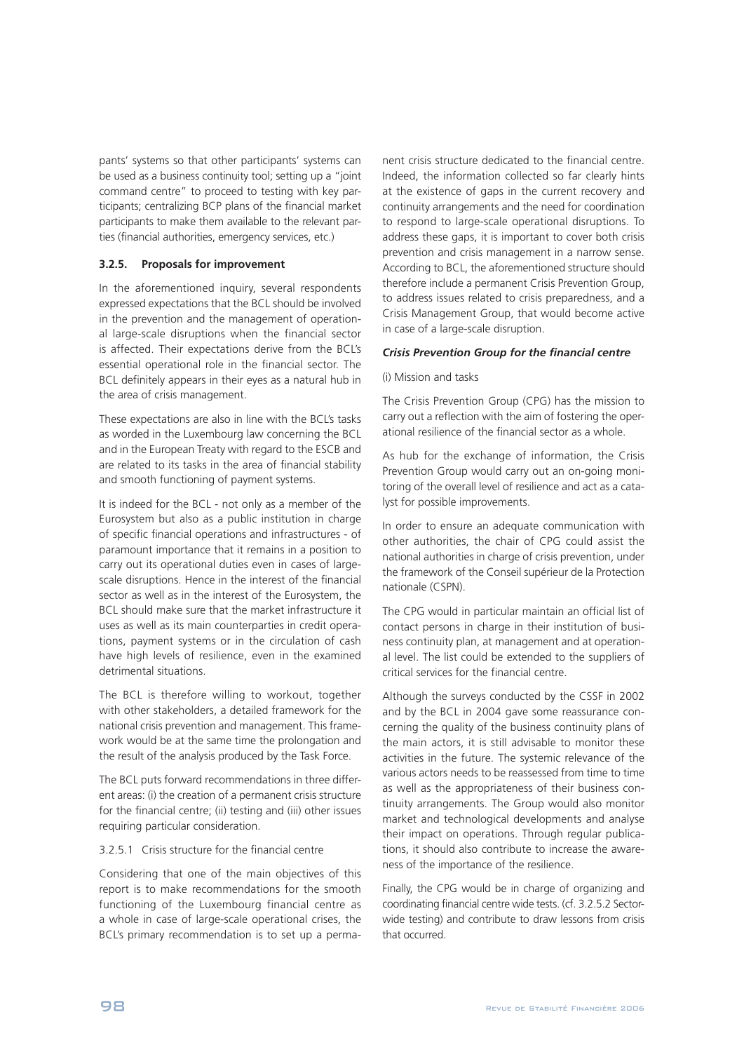pants' systems so that other participants' systems can be used as a business continuity tool; setting up a "joint command centre" to proceed to testing with key participants; centralizing BCP plans of the financial market participants to make them available to the relevant parties (financial authorities, emergency services, etc.)

### 3.2.5. Proposals for improvement

In the aforementioned inquiry, several respondents expressed expectations that the BCL should be involved in the prevention and the management of operational large-scale disruptions when the financial sector is affected. Their expectations derive from the BCL's essential operational role in the financial sector. The BCL definitely appears in their eyes as a natural hub in the area of crisis management.

These expectations are also in line with the BCL's tasks as worded in the Luxembourg law concerning the BCL and in the European Treaty with regard to the ESCB and are related to its tasks in the area of financial stability and smooth functioning of payment systems.

It is indeed for the BCL - not only as a member of the Eurosystem but also as a public institution in charge of specific financial operations and infrastructures - of paramount importance that it remains in a position to carry out its operational duties even in cases of large-scale disruptions. Hence in the interest of the financial sector as well as in the interest of the Eurosystem, the BCL should make sure that the market infrastructure it uses as well as its main counterparties in credit operations, payment systems or in the circulation of cash have high levels of resilience, even in the examined detrimental situations.

The BCL is therefore willing to workout, together with other stakeholders, a detailed framework for the national crisis prevention and management. This framework would be at the same time the prolongation and the result of the analysis produced by the Task Force.

The BCL puts forward recommendations in three different areas: (i) the creation of a permanent crisis structure for the financial centre; (ii) testing and (iii) other issues requiring particular consideration.

#### 3.2.5.1 Crisis structure for the financial centre

Considering that one of the main objectives of this report is to make recommendations for the smooth functioning of the Luxembourg financial centre as a whole in case of large-scale operational crises, the BCL's primary recommendation is to set up a permanent crisis structure dedicated to the financial centre. Indeed, the information collected so far clearly hints at the existence of gaps in the current recovery and continuity arrangements and the need for coordination to respond to large-scale operational disruptions. To address these gaps, it is important to cover both crisis prevention and crisis management in a narrow sense. According to BCL, the aforementioned structure should therefore include a permanent Crisis Prevention Group, to address issues related to crisis preparedness, and a Crisis Management Group, that would become active in case of a large-scale disruption.

***Crisis Prevention Group for the financial centre***

(i) Mission and tasks

The Crisis Prevention Group (CPG) has the mission to carry out a reflection with the aim of fostering the operational resilience of the financial sector as a whole.

As hub for the exchange of information, the Crisis Prevention Group would carry out an on-going monitoring of the overall level of resilience and act as a catalyst for possible improvements.

In order to ensure an adequate communication with other authorities, the chair of CPG could assist the national authorities in charge of crisis prevention, under the framework of the Conseil supérieur de la Protection nationale (CSPN).

The CPG would in particular maintain an official list of contact persons in charge in their institution of business continuity plan, at management and at operational level. The list could be extended to the suppliers of critical services for the financial centre.

Although the surveys conducted by the CSSF in 2002 and by the BCL in 2004 gave some reassurance concerning the quality of the business continuity plans of the main actors, it is still advisable to monitor these activities in the future. The systemic relevance of the various actors needs to be reassessed from time to time as well as the appropriateness of their business continuity arrangements. The Group would also monitor market and technological developments and analyse their impact on operations. Through regular publications, it should also contribute to increase the awareness of the importance of the resilience.

Finally, the CPG would be in charge of organizing and coordinating financial centre wide tests. (cf. 3.2.5.2 Sector-wide testing) and contribute to draw lessons from crisis that occurred.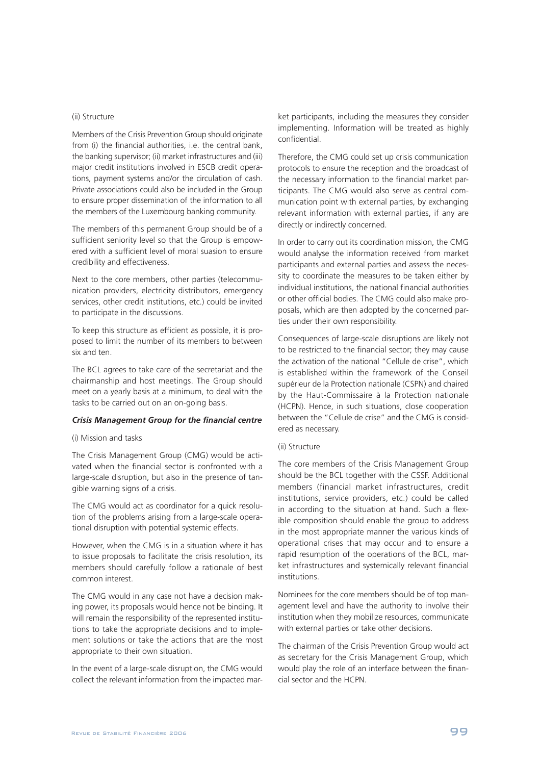(ii) Structure

Members of the Crisis Prevention Group should originate from (i) the financial authorities, i.e. the central bank, the banking supervisor; (ii) market infrastructures and (iii) major credit institutions involved in ESCB credit operations, payment systems and/or the circulation of cash. Private associations could also be included in the Group to ensure proper dissemination of the information to all the members of the Luxembourg banking community.

The members of this permanent Group should be of a sufficient seniority level so that the Group is empowered with a sufficient level of moral suasion to ensure credibility and effectiveness.

Next to the core members, other parties (telecommunication providers, electricity distributors, emergency services, other credit institutions, etc.) could be invited to participate in the discussions.

To keep this structure as efficient as possible, it is proposed to limit the number of its members to between six and ten.

The BCL agrees to take care of the secretariat and the chairmanship and host meetings. The Group should meet on a yearly basis at a minimum, to deal with the tasks to be carried out on an on-going basis.

***Crisis Management Group for the financial centre***

(i) Mission and tasks

The Crisis Management Group (CMG) would be activated when the financial sector is confronted with a large-scale disruption, but also in the presence of tangible warning signs of a crisis.

The CMG would act as coordinator for a quick resolution of the problems arising from a large-scale operational disruption with potential systemic effects.

However, when the CMG is in a situation where it has to issue proposals to facilitate the crisis resolution, its members should carefully follow a rationale of best common interest.

The CMG would in any case not have a decision making power, its proposals would hence not be binding. It will remain the responsibility of the represented institutions to take the appropriate decisions and to implement solutions or take the actions that are the most appropriate to their own situation.

In the event of a large-scale disruption, the CMG would collect the relevant information from the impacted market participants, including the measures they consider implementing. Information will be treated as highly confidential.

Therefore, the CMG could set up crisis communication protocols to ensure the reception and the broadcast of the necessary information to the financial market participants. The CMG would also serve as central communication point with external parties, by exchanging relevant information with external parties, if any are directly or indirectly concerned.

In order to carry out its coordination mission, the CMG would analyse the information received from market participants and external parties and assess the necessity to coordinate the measures to be taken either by individual institutions, the national financial authorities or other official bodies. The CMG could also make proposals, which are then adopted by the concerned parties under their own responsibility.

Consequences of large-scale disruptions are likely not to be restricted to the financial sector; they may cause the activation of the national "Cellule de crise", which is established within the framework of the Conseil supérieur de la Protection nationale (CSPN) and chaired by the Haut-Commissaire à la Protection nationale (HCPN). Hence, in such situations, close cooperation between the "Cellule de crise" and the CMG is considered as necessary.

(ii) Structure

The core members of the Crisis Management Group should be the BCL together with the CSSF. Additional members (financial market infrastructures, credit institutions, service providers, etc.) could be called in according to the situation at hand. Such a flexible composition should enable the group to address in the most appropriate manner the various kinds of operational crises that may occur and to ensure a rapid resumption of the operations of the BCL, market infrastructures and systemically relevant financial institutions.

Nominees for the core members should be of top management level and have the authority to involve their institution when they mobilize resources, communicate with external parties or take other decisions.

The chairman of the Crisis Prevention Group would act as secretary for the Crisis Management Group, which would play the role of an interface between the financial sector and the HCPN.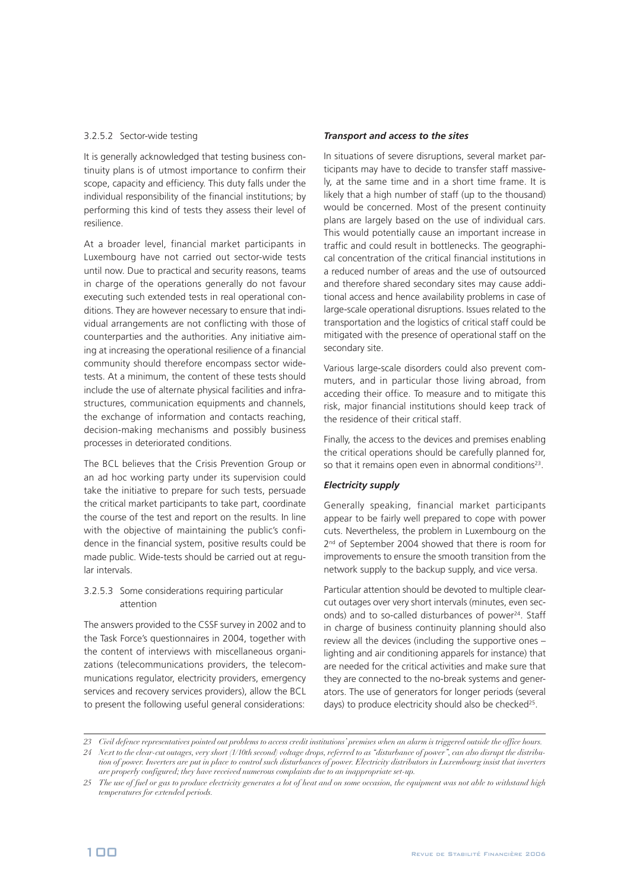#### 3.2.5.2 Sector-wide testing

It is generally acknowledged that testing business continuity plans is of utmost importance to confirm their scope, capacity and efficiency. This duty falls under the individual responsibility of the financial institutions; by performing this kind of tests they assess their level of resilience.

At a broader level, financial market participants in Luxembourg have not carried out sector-wide tests until now. Due to practical and security reasons, teams in charge of the operations generally do not favour executing such extended tests in real operational conditions. They are however necessary to ensure that individual arrangements are not conflicting with those of counterparties and the authorities. Any initiative aiming at increasing the operational resilience of a financial community should therefore encompass sector wide-tests. At a minimum, the content of these tests should include the use of alternate physical facilities and infrastructures, communication equipments and channels, the exchange of information and contacts reaching, decision-making mechanisms and possibly business processes in deteriorated conditions.

The BCL believes that the Crisis Prevention Group or an ad hoc working party under its supervision could take the initiative to prepare for such tests, persuade the critical market participants to take part, coordinate the course of the test and report on the results. In line with the objective of maintaining the public's confidence in the financial system, positive results could be made public. Wide-tests should be carried out at regular intervals.

#### 3.2.5.3 Some considerations requiring particular attention

The answers provided to the CSSF survey in 2002 and to the Task Force's questionnaires in 2004, together with the content of interviews with miscellaneous organizations (telecommunications providers, the telecommunications regulator, electricity providers, emergency services and recovery services providers), allow the BCL to present the following useful general considerations:

***Transport and access to the sites***

In situations of severe disruptions, several market participants may have to decide to transfer staff massively, at the same time and in a short time frame. It is likely that a high number of staff (up to the thousand) would be concerned. Most of the present continuity plans are largely based on the use of individual cars. This would potentially cause an important increase in traffic and could result in bottlenecks. The geographical concentration of the critical financial institutions in a reduced number of areas and the use of outsourced and therefore shared secondary sites may cause additional access and hence availability problems in case of large-scale operational disruptions. Issues related to the transportation and the logistics of critical staff could be mitigated with the presence of operational staff on the secondary site.

Various large-scale disorders could also prevent commuters, and in particular those living abroad, from acceding their office. To measure and to mitigate this risk, major financial institutions should keep track of the residence of their critical staff.

Finally, the access to the devices and premises enabling the critical operations should be carefully planned for, so that it remains open even in abnormal conditions[23].

***Electricity supply***

Generally speaking, financial market participants appear to be fairly well prepared to cope with power cuts. Nevertheless, the problem in Luxembourg on the 2nd of September 2004 showed that there is room for improvements to ensure the smooth transition from the network supply to the backup supply, and vice versa.

Particular attention should be devoted to multiple clear-cut outages over very short intervals (minutes, even seconds) and to so-called disturbances of power[24]. Staff in charge of business continuity planning should also review all the devices (including the supportive ones – lighting and air conditioning apparels for instance) that are needed for the critical activities and make sure that they are connected to the no-break systems and generators. The use of generators for longer periods (several days) to produce electricity should also be checked[25].

---

*23 Civil defence representatives pointed out problems to access credit institutions' premises when an alarm is triggered outside the office hours.*

*24 Next to the clear-cut outages, very short (1/10th second) voltage drops, referred to as "disturbance of power", can also disrupt the distribution of power. Inverters are put in place to control such disturbances of power. Electricity distributors in Luxembourg insist that inverters are properly configured; they have received numerous complaints due to an inappropriate set-up.*

*25 The use of fuel or gas to produce electricity generates a lot of heat and on some occasion, the equipment was not able to withstand high temperatures for extended periods.*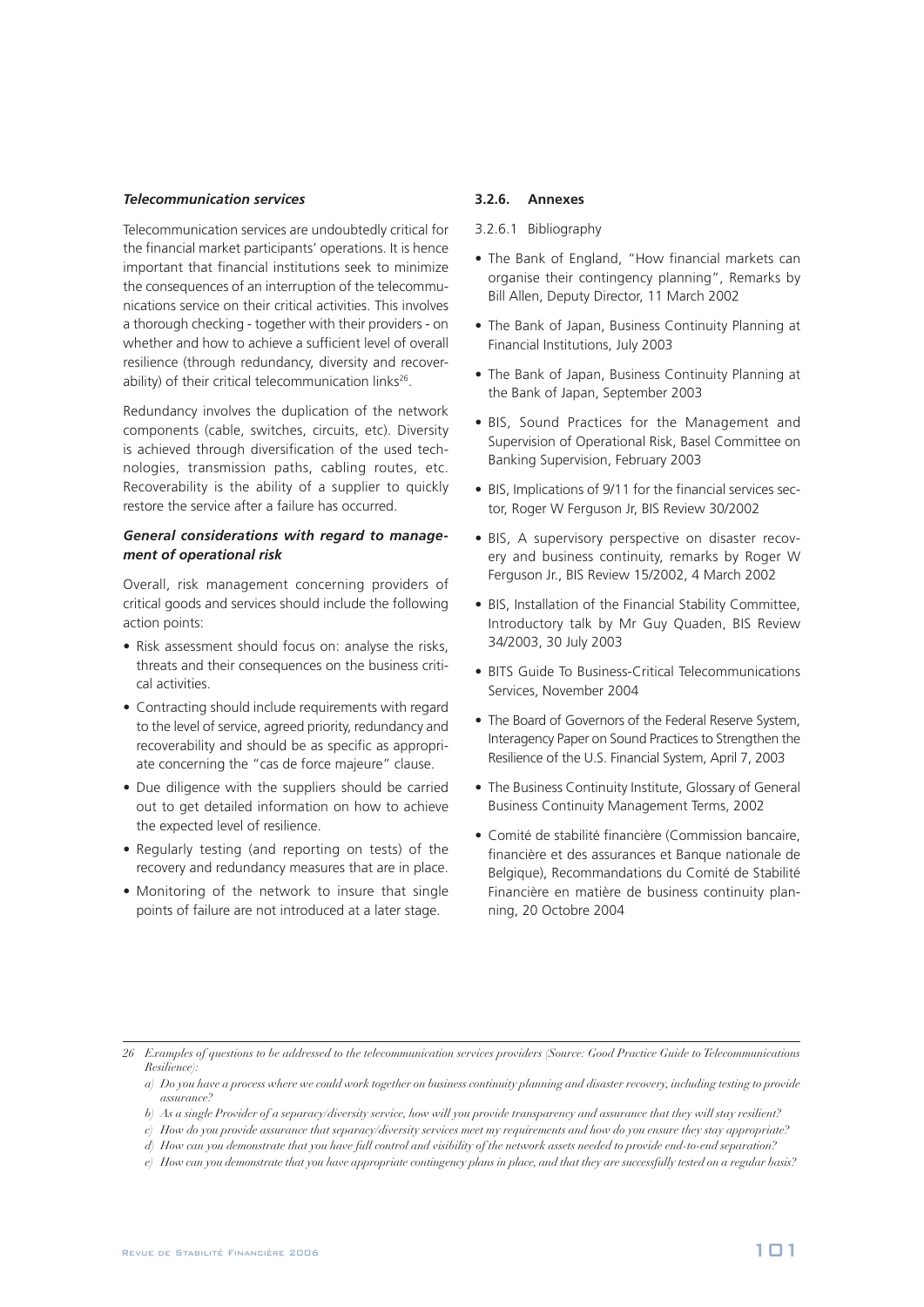### *Telecommunication services*

Telecommunication services are undoubtedly critical for the financial market participants' operations. It is hence important that financial institutions seek to minimize the consequences of an interruption of the telecommunications service on their critical activities. This involves a thorough checking - together with their providers - on whether and how to achieve a sufficient level of overall resilience (through redundancy, diversity and recoverability) of their critical telecommunication links[26].

Redundancy involves the duplication of the network components (cable, switches, circuits, etc). Diversity is achieved through diversification of the used technologies, transmission paths, cabling routes, etc. Recoverability is the ability of a supplier to quickly restore the service after a failure has occurred.

### *General considerations with regard to management of operational risk*

Overall, risk management concerning providers of critical goods and services should include the following action points:

- Risk assessment should focus on: analyse the risks, threats and their consequences on the business critical activities.
- Contracting should include requirements with regard to the level of service, agreed priority, redundancy and recoverability and should be as specific as appropriate concerning the "cas de force majeure" clause.
- Due diligence with the suppliers should be carried out to get detailed information on how to achieve the expected level of resilience.
- Regularly testing (and reporting on tests) of the recovery and redundancy measures that are in place.
- Monitoring of the network to insure that single points of failure are not introduced at a later stage.

### 3.2.6. Annexes

3.2.6.1 Bibliography

- The Bank of England, "How financial markets can organise their contingency planning", Remarks by Bill Allen, Deputy Director, 11 March 2002
- The Bank of Japan, Business Continuity Planning at Financial Institutions, July 2003
- The Bank of Japan, Business Continuity Planning at the Bank of Japan, September 2003
- BIS, Sound Practices for the Management and Supervision of Operational Risk, Basel Committee on Banking Supervision, February 2003
- BIS, Implications of 9/11 for the financial services sector, Roger W Ferguson Jr, BIS Review 30/2002
- BIS, A supervisory perspective on disaster recovery and business continuity, remarks by Roger W Ferguson Jr., BIS Review 15/2002, 4 March 2002
- BIS, Installation of the Financial Stability Committee, Introductory talk by Mr Guy Quaden, BIS Review 34/2003, 30 July 2003
- BITS Guide To Business-Critical Telecommunications Services, November 2004
- The Board of Governors of the Federal Reserve System, Interagency Paper on Sound Practices to Strengthen the Resilience of the U.S. Financial System, April 7, 2003
- The Business Continuity Institute, Glossary of General Business Continuity Management Terms, 2002
- Comité de stabilité financière (Commission bancaire, financière et des assurances et Banque nationale de Belgique), Recommandations du Comité de Stabilité Financière en matière de business continuity planning, 20 Octobre 2004

---

[26] *Examples of questions to be addressed to the telecommunication services providers (Source: Good Practice Guide to Telecommunications Resilience):*

*a) Do you have a process where we could work together on business continuity planning and disaster recovery, including testing to provide assurance?*

*b) As a single Provider of a separacy/diversity service, how will you provide transparency and assurance that they will stay resilient?*

*c) How do you provide assurance that separacy/diversity services meet my requirements and how do you ensure they stay appropriate?*

*d) How can you demonstrate that you have full control and visibility of the network assets needed to provide end-to-end separation?*

*e) How can you demonstrate that you have appropriate contingency plans in place, and that they are successfully tested on a regular basis?*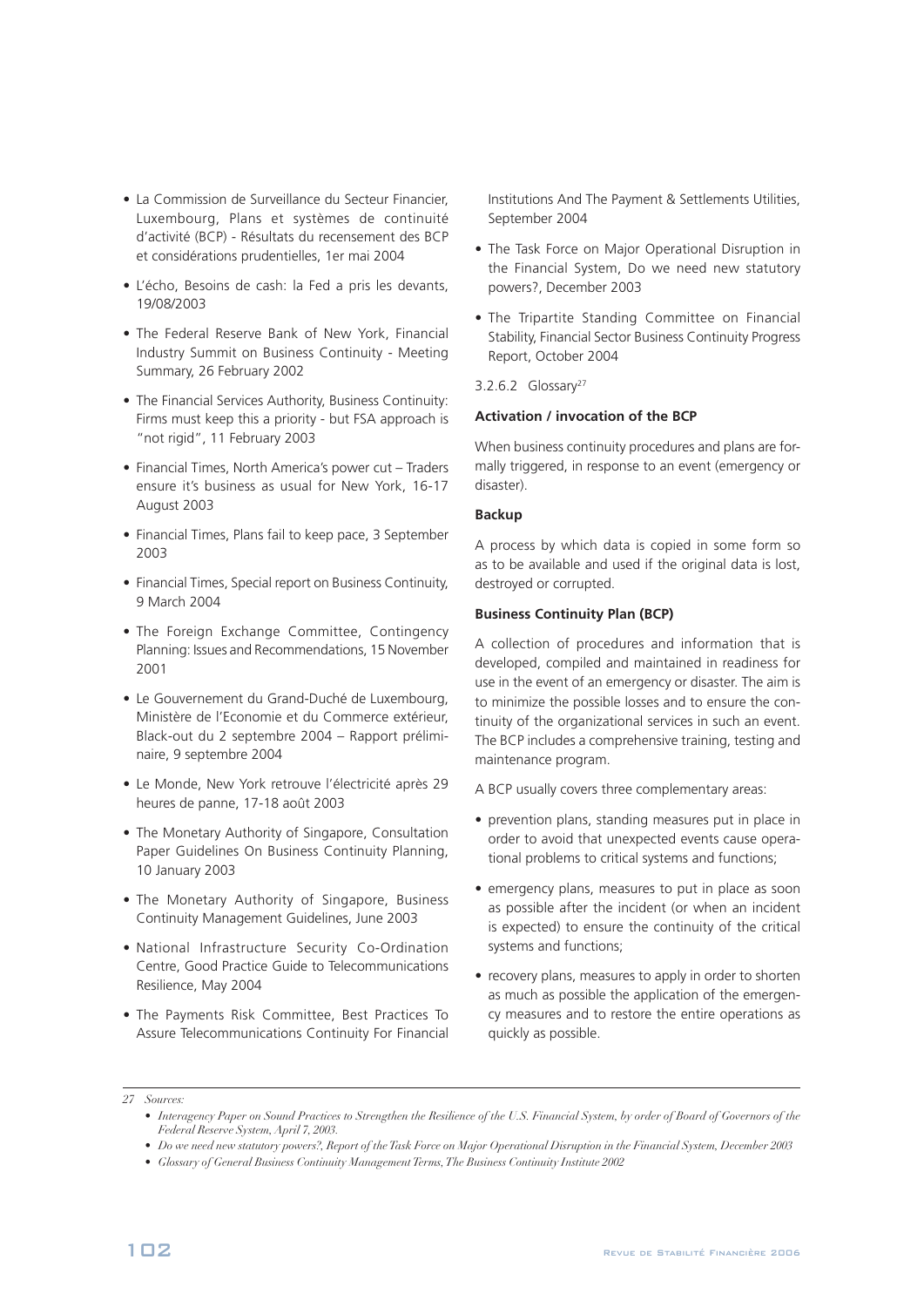- La Commission de Surveillance du Secteur Financier, Luxembourg, Plans et systèmes de continuité d'activité (BCP) - Résultats du recensement des BCP et considérations prudentielles, 1er mai 2004
- L'écho, Besoins de cash: la Fed a pris les devants, 19/08/2003
- The Federal Reserve Bank of New York, Financial Industry Summit on Business Continuity - Meeting Summary, 26 February 2002
- The Financial Services Authority, Business Continuity: Firms must keep this a priority - but FSA approach is "not rigid", 11 February 2003
- Financial Times, North America's power cut – Traders ensure it's business as usual for New York, 16-17 August 2003
- Financial Times, Plans fail to keep pace, 3 September 2003
- Financial Times, Special report on Business Continuity, 9 March 2004
- The Foreign Exchange Committee, Contingency Planning: Issues and Recommendations, 15 November 2001
- Le Gouvernement du Grand-Duché de Luxembourg, Ministère de l'Economie et du Commerce extérieur, Black-out du 2 septembre 2004 – Rapport préliminaire, 9 septembre 2004
- Le Monde, New York retrouve l'électricité après 29 heures de panne, 17-18 août 2003
- The Monetary Authority of Singapore, Consultation Paper Guidelines On Business Continuity Planning, 10 January 2003
- The Monetary Authority of Singapore, Business Continuity Management Guidelines, June 2003
- National Infrastructure Security Co-Ordination Centre, Good Practice Guide to Telecommunications Resilience, May 2004
- The Payments Risk Committee, Best Practices To Assure Telecommunications Continuity For Financial Institutions And The Payment & Settlements Utilities, September 2004
- The Task Force on Major Operational Disruption in the Financial System, Do we need new statutory powers?, December 2003
- The Tripartite Standing Committee on Financial Stability, Financial Sector Business Continuity Progress Report, October 2004

3.2.6.2 Glossary[27]

**Activation / invocation of the BCP**

When business continuity procedures and plans are formally triggered, in response to an event (emergency or disaster).

**Backup**

A process by which data is copied in some form so as to be available and used if the original data is lost, destroyed or corrupted.

**Business Continuity Plan (BCP)**

A collection of procedures and information that is developed, compiled and maintained in readiness for use in the event of an emergency or disaster. The aim is to minimize the possible losses and to ensure the continuity of the organizational services in such an event. The BCP includes a comprehensive training, testing and maintenance program.

A BCP usually covers three complementary areas:

- prevention plans, standing measures put in place in order to avoid that unexpected events cause operational problems to critical systems and functions;
- emergency plans, measures to put in place as soon as possible after the incident (or when an incident is expected) to ensure the continuity of the critical systems and functions;
- recovery plans, measures to apply in order to shorten as much as possible the application of the emergency measures and to restore the entire operations as quickly as possible.

---

27 *Sources:*

- *Interagency Paper on Sound Practices to Strengthen the Resilience of the U.S. Financial System, by order of Board of Governors of the Federal Reserve System, April 7, 2003.*
- *Do we need new statutory powers?, Report of the Task Force on Major Operational Disruption in the Financial System, December 2003*
- *Glossary of General Business Continuity Management Terms, The Business Continuity Institute 2002*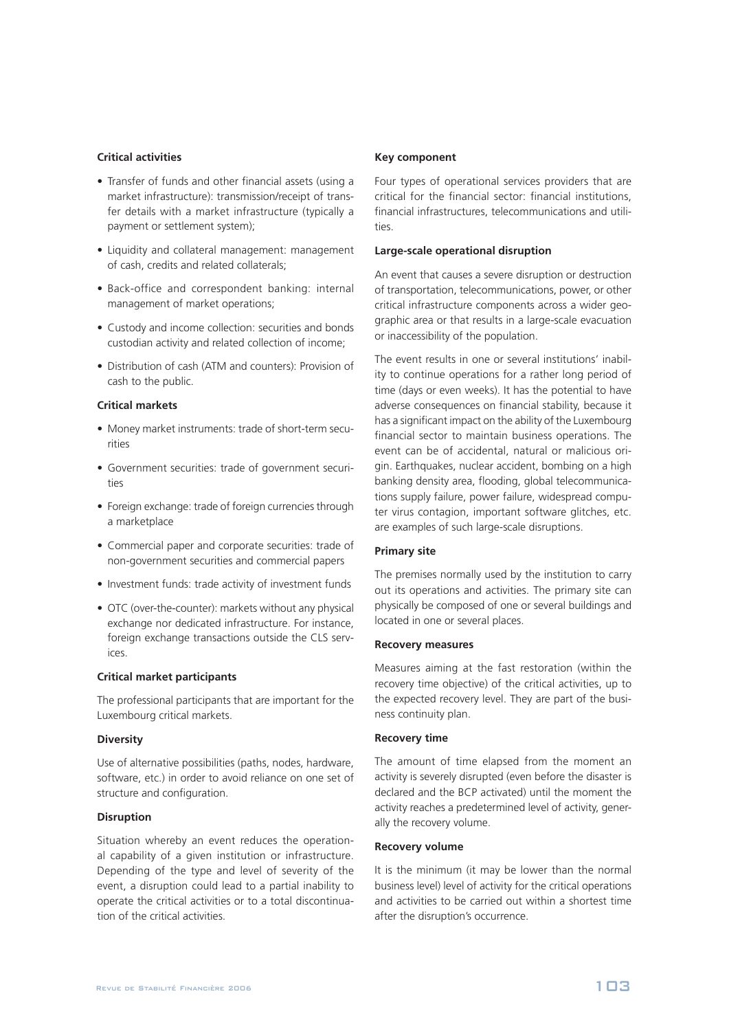#### Critical activities

- Transfer of funds and other financial assets (using a market infrastructure): transmission/receipt of transfer details with a market infrastructure (typically a payment or settlement system);
- Liquidity and collateral management: management of cash, credits and related collaterals;
- Back-office and correspondent banking: internal management of market operations;
- Custody and income collection: securities and bonds custodian activity and related collection of income;
- Distribution of cash (ATM and counters): Provision of cash to the public.

#### Critical markets

- Money market instruments: trade of short-term securities
- Government securities: trade of government securities
- Foreign exchange: trade of foreign currencies through a marketplace
- Commercial paper and corporate securities: trade of non-government securities and commercial papers
- Investment funds: trade activity of investment funds
- OTC (over-the-counter): markets without any physical exchange nor dedicated infrastructure. For instance, foreign exchange transactions outside the CLS services.

#### Critical market participants

The professional participants that are important for the Luxembourg critical markets.

#### Diversity

Use of alternative possibilities (paths, nodes, hardware, software, etc.) in order to avoid reliance on one set of structure and configuration.

#### Disruption

Situation whereby an event reduces the operational capability of a given institution or infrastructure. Depending of the type and level of severity of the event, a disruption could lead to a partial inability to operate the critical activities or to a total discontinuation of the critical activities.

#### Key component

Four types of operational services providers that are critical for the financial sector: financial institutions, financial infrastructures, telecommunications and utilities.

#### Large-scale operational disruption

An event that causes a severe disruption or destruction of transportation, telecommunications, power, or other critical infrastructure components across a wider geographic area or that results in a large-scale evacuation or inaccessibility of the population.

The event results in one or several institutions' inability to continue operations for a rather long period of time (days or even weeks). It has the potential to have adverse consequences on financial stability, because it has a significant impact on the ability of the Luxembourg financial sector to maintain business operations. The event can be of accidental, natural or malicious origin. Earthquakes, nuclear accident, bombing on a high banking density area, flooding, global telecommunications supply failure, power failure, widespread computer virus contagion, important software glitches, etc. are examples of such large-scale disruptions.

#### Primary site

The premises normally used by the institution to carry out its operations and activities. The primary site can physically be composed of one or several buildings and located in one or several places.

#### Recovery measures

Measures aiming at the fast restoration (within the recovery time objective) of the critical activities, up to the expected recovery level. They are part of the business continuity plan.

#### Recovery time

The amount of time elapsed from the moment an activity is severely disrupted (even before the disaster is declared and the BCP activated) until the moment the activity reaches a predetermined level of activity, generally the recovery volume.

#### Recovery volume

It is the minimum (it may be lower than the normal business level) level of activity for the critical operations and activities to be carried out within a shortest time after the disruption's occurrence.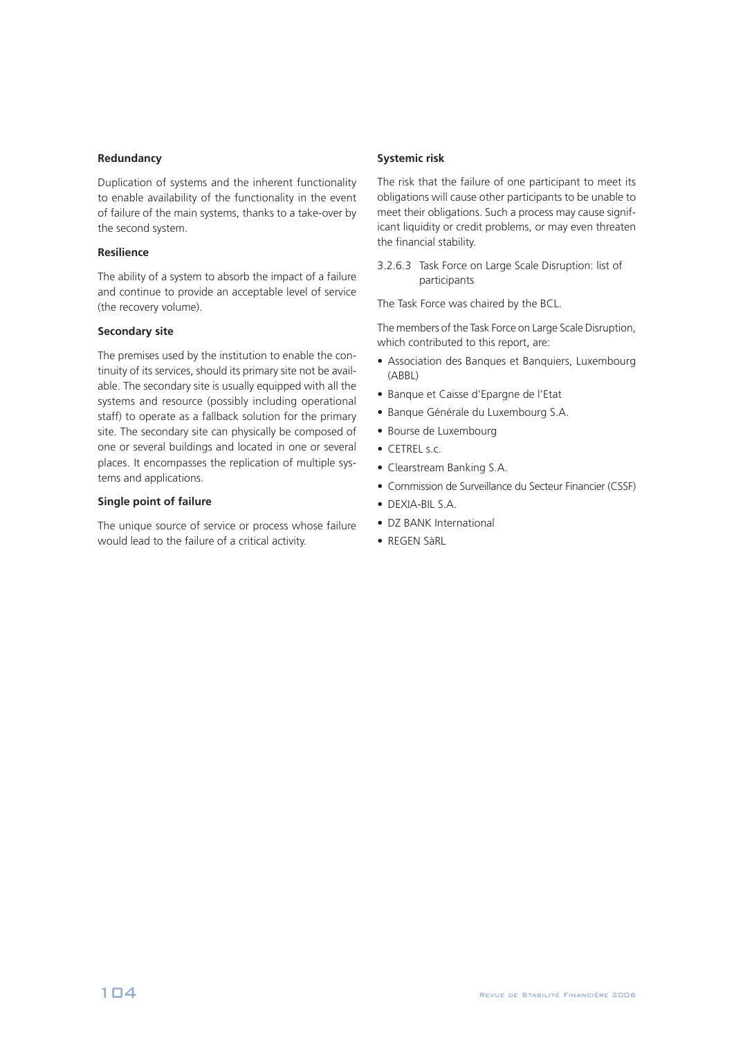**Redundancy**

Duplication of systems and the inherent functionality to enable availability of the functionality in the event of failure of the main systems, thanks to a take-over by the second system.

**Resilience**

The ability of a system to absorb the impact of a failure and continue to provide an acceptable level of service (the recovery volume).

**Secondary site**

The premises used by the institution to enable the continuity of its services, should its primary site not be available. The secondary site is usually equipped with all the systems and resource (possibly including operational staff) to operate as a fallback solution for the primary site. The secondary site can physically be composed of one or several buildings and located in one or several places. It encompasses the replication of multiple systems and applications.

**Single point of failure**

The unique source of service or process whose failure would lead to the failure of a critical activity.

**Systemic risk**

The risk that the failure of one participant to meet its obligations will cause other participants to be unable to meet their obligations. Such a process may cause significant liquidity or credit problems, or may even threaten the financial stability.

3.2.6.3 Task Force on Large Scale Disruption: list of participants

The Task Force was chaired by the BCL.

The members of the Task Force on Large Scale Disruption, which contributed to this report, are:

- Association des Banques et Banquiers, Luxembourg (ABBL)
- Banque et Caisse d'Epargne de l'Etat
- Banque Générale du Luxembourg S.A.
- Bourse de Luxembourg
- CETREL s.c.
- Clearstream Banking S.A.
- Commission de Surveillance du Secteur Financier (CSSF)
- DEXIA-BIL S.A.
- DZ BANK International
- REGEN SàRL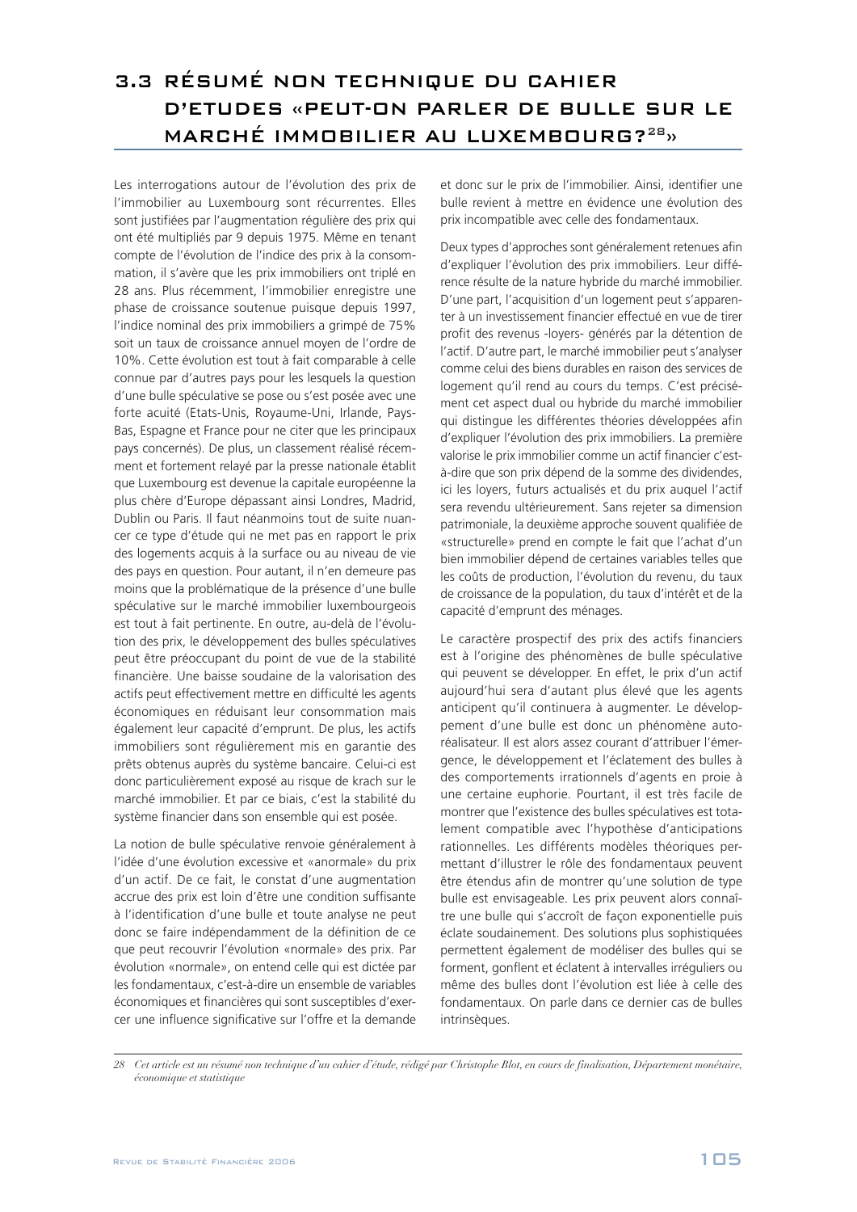## 3.3 RÉSUMÉ NON TECHNIQUE DU CAHIER D'ETUDES «PEUT-ON PARLER DE BULLE SUR LE MARCHÉ IMMOBILIER AU LUXEMBOURG?[28]»

Les interrogations autour de l'évolution des prix de l'immobilier au Luxembourg sont récurrentes. Elles sont justifiées par l'augmentation régulière des prix qui ont été multipliés par 9 depuis 1975. Même en tenant compte de l'évolution de l'indice des prix à la consommation, il s'avère que les prix immobiliers ont triplé en 28 ans. Plus récemment, l'immobilier enregistre une phase de croissance soutenue puisque depuis 1997, l'indice nominal des prix immobiliers a grimpé de 75% soit un taux de croissance annuel moyen de l'ordre de 10%. Cette évolution est tout à fait comparable à celle connue par d'autres pays pour les lesquels la question d'une bulle spéculative se pose ou s'est posée avec une forte acuité (Etats-Unis, Royaume-Uni, Irlande, Pays-Bas, Espagne et France pour ne citer que les principaux pays concernés). De plus, un classement réalisé récemment et fortement relayé par la presse nationale établit que Luxembourg est devenue la capitale européenne la plus chère d'Europe dépassant ainsi Londres, Madrid, Dublin ou Paris. Il faut néanmoins tout de suite nuancer ce type d'étude qui ne met pas en rapport le prix des logements acquis à la surface ou au niveau de vie des pays en question. Pour autant, il n'en demeure pas moins que la problématique de la présence d'une bulle spéculative sur le marché immobilier luxembourgeois est tout à fait pertinente. En outre, au-delà de l'évolution des prix, le développement des bulles spéculatives peut être préoccupant du point de vue de la stabilité financière. Une baisse soudaine de la valorisation des actifs peut effectivement mettre en difficulté les agents économiques en réduisant leur consommation mais également leur capacité d'emprunt. De plus, les actifs immobiliers sont régulièrement mis en garantie des prêts obtenus auprès du système bancaire. Celui-ci est donc particulièrement exposé au risque de krach sur le marché immobilier. Et par ce biais, c'est la stabilité du système financier dans son ensemble qui est posée.

La notion de bulle spéculative renvoie généralement à l'idée d'une évolution excessive et «anormale» du prix d'un actif. De ce fait, le constat d'une augmentation accrue des prix est loin d'être une condition suffisante à l'identification d'une bulle et toute analyse ne peut donc se faire indépendamment de la définition de ce que peut recouvrir l'évolution «normale» des prix. Par évolution «normale», on entend celle qui est dictée par les fondamentaux, c'est-à-dire un ensemble de variables économiques et financières qui sont susceptibles d'exercer une influence significative sur l'offre et la demande et donc sur le prix de l'immobilier. Ainsi, identifier une bulle revient à mettre en évidence une évolution des prix incompatible avec celle des fondamentaux.

Deux types d'approches sont généralement retenues afin d'expliquer l'évolution des prix immobiliers. Leur différence résulte de la nature hybride du marché immobilier. D'une part, l'acquisition d'un logement peut s'apparenter à un investissement financier effectué en vue de tirer profit des revenus -loyers- générés par la détention de l'actif. D'autre part, le marché immobilier peut s'analyser comme celui des biens durables en raison des services de logement qu'il rend au cours du temps. C'est précisément cet aspect dual ou hybride du marché immobilier qui distingue les différentes théories développées afin d'expliquer l'évolution des prix immobiliers. La première valorise le prix immobilier comme un actif financier c'est-à-dire que son prix dépend de la somme des dividendes, ici les loyers, futurs actualisés et du prix auquel l'actif sera revendu ultérieurement. Sans rejeter sa dimension patrimoniale, la deuxième approche souvent qualifiée de «structurelle» prend en compte le fait que l'achat d'un bien immobilier dépend de certaines variables telles que les coûts de production, l'évolution du revenu, du taux de croissance de la population, du taux d'intérêt et de la capacité d'emprunt des ménages.

Le caractère prospectif des prix des actifs financiers est à l'origine des phénomènes de bulle spéculative qui peuvent se développer. En effet, le prix d'un actif aujourd'hui sera d'autant plus élevé que les agents anticipent qu'il continuera à augmenter. Le développement d'une bulle est donc un phénomène autoréalisateur. Il est alors assez courant d'attribuer l'émergence, le développement et l'éclatement des bulles à des comportements irrationnels d'agents en proie à une certaine euphorie. Pourtant, il est très facile de montrer que l'existence des bulles spéculatives est totalement compatible avec l'hypothèse d'anticipations rationnelles. Les différents modèles théoriques permettant d'illustrer le rôle des fondamentaux peuvent être étendus afin de montrer qu'une solution de type bulle est envisageable. Les prix peuvent alors connaître une bulle qui s'accroît de façon exponentielle puis éclate soudainement. Des solutions plus sophistiquées permettent également de modéliser des bulles qui se forment, gonflent et éclatent à intervalles irréguliers ou même des bulles dont l'évolution est liée à celle des fondamentaux. On parle dans ce dernier cas de bulles intrinsèques.

---

[28] *Cet article est un résumé non technique d'un cahier d'étude, rédigé par Christophe Blot, en cours de finalisation, Département monétaire, économique et statistique*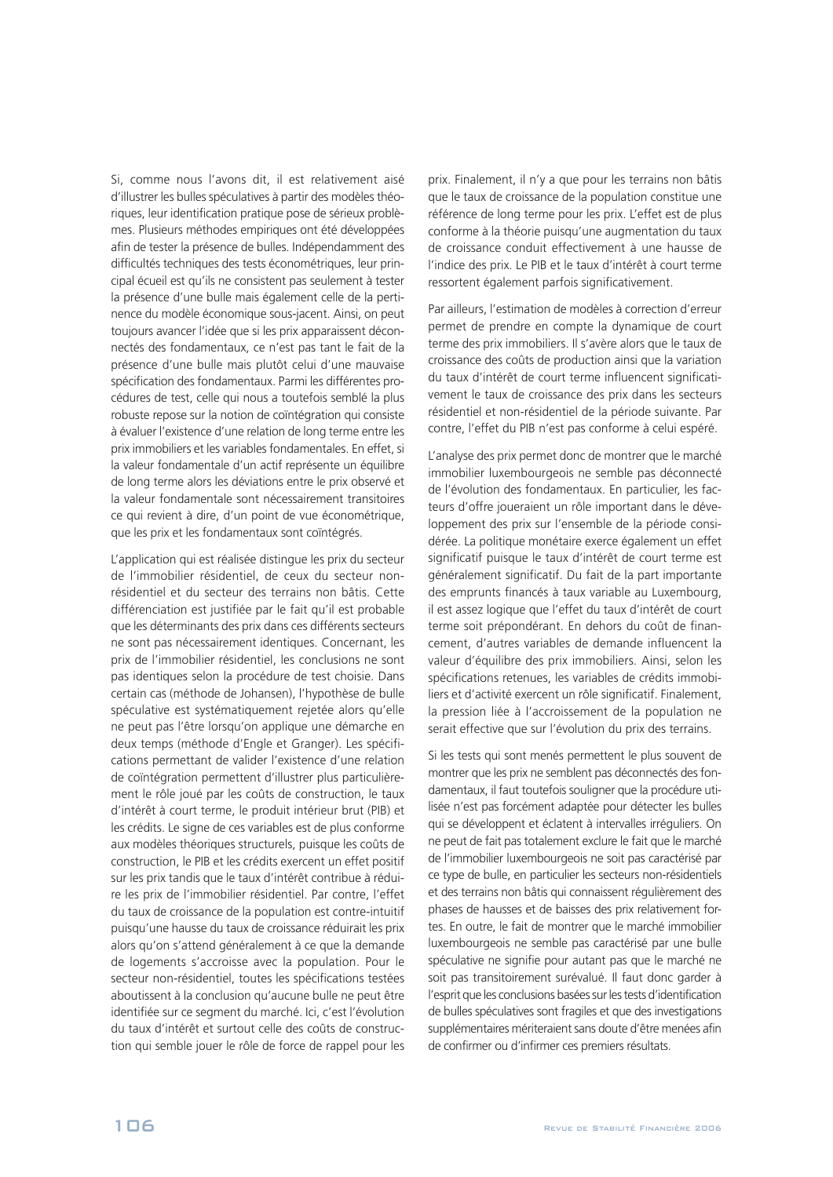Si, comme nous l'avons dit, il est relativement aisé d'illustrer les bulles spéculatives à partir des modèles théoriques, leur identification pratique pose de sérieux problèmes. Plusieurs méthodes empiriques ont été développées afin de tester la présence de bulles. Indépendamment des difficultés techniques des tests économétriques, leur principal écueil est qu'ils ne consistent pas seulement à tester la présence d'une bulle mais également celle de la pertinence du modèle économique sous-jacent. Ainsi, on peut toujours avancer l'idée que si les prix apparaissent déconnectés des fondamentaux, ce n'est pas tant le fait de la présence d'une bulle mais plutôt celui d'une mauvaise spécification des fondamentaux. Parmi les différentes procédures de test, celle qui nous a toutefois semblé la plus robuste repose sur la notion de coïntégration qui consiste à évaluer l'existence d'une relation de long terme entre les prix immobiliers et les variables fondamentales. En effet, si la valeur fondamentale d'un actif représente un équilibre de long terme alors les déviations entre le prix observé et la valeur fondamentale sont nécessairement transitoires ce qui revient à dire, d'un point de vue économétrique, que les prix et les fondamentaux sont coïntégrés.

L'application qui est réalisée distingue les prix du secteur de l'immobilier résidentiel, de ceux du secteur non-résidentiel et du secteur des terrains non bâtis. Cette différenciation est justifiée par le fait qu'il est probable que les déterminants des prix dans ces différents secteurs ne sont pas nécessairement identiques. Concernant, les prix de l'immobilier résidentiel, les conclusions ne sont pas identiques selon la procédure de test choisie. Dans certain cas (méthode de Johansen), l'hypothèse de bulle spéculative est systématiquement rejetée alors qu'elle ne peut pas l'être lorsqu'on applique une démarche en deux temps (méthode d'Engle et Granger). Les spécifications permettant de valider l'existence d'une relation de coïntégration permettent d'illustrer plus particulièrement le rôle joué par les coûts de construction, le taux d'intérêt à court terme, le produit intérieur brut (PIB) et les crédits. Le signe de ces variables est de plus conforme aux modèles théoriques structurels, puisque les coûts de construction, le PIB et les crédits exercent un effet positif sur les prix tandis que le taux d'intérêt contribue à réduire les prix de l'immobilier résidentiel. Par contre, l'effet du taux de croissance de la population est contre-intuitif puisqu'une hausse du taux de croissance réduirait les prix alors qu'on s'attend généralement à ce que la demande de logements s'accroisse avec la population. Pour le secteur non-résidentiel, toutes les spécifications testées aboutissent à la conclusion qu'aucune bulle ne peut être identifiée sur ce segment du marché. Ici, c'est l'évolution du taux d'intérêt et surtout celle des coûts de construction qui semble jouer le rôle de force de rappel pour les prix. Finalement, il n'y a que pour les terrains non bâtis que le taux de croissance de la population constitue une référence de long terme pour les prix. L'effet est de plus conforme à la théorie puisqu'une augmentation du taux de croissance conduit effectivement à une hausse de l'indice des prix. Le PIB et le taux d'intérêt à court terme ressortent également parfois significativement.

Par ailleurs, l'estimation de modèles à correction d'erreur permet de prendre en compte la dynamique de court terme des prix immobiliers. Il s'avère alors que le taux de croissance des coûts de production ainsi que la variation du taux d'intérêt de court terme influencent significativement le taux de croissance des prix dans les secteurs résidentiel et non-résidentiel de la période suivante. Par contre, l'effet du PIB n'est pas conforme à celui espéré.

L'analyse des prix permet donc de montrer que le marché immobilier luxembourgeois ne semble pas déconnecté de l'évolution des fondamentaux. En particulier, les facteurs d'offre joueraient un rôle important dans le développement des prix sur l'ensemble de la période considérée. La politique monétaire exerce également un effet significatif puisque le taux d'intérêt de court terme est généralement significatif. Du fait de la part importante des emprunts financés à taux variable au Luxembourg, il est assez logique que l'effet du taux d'intérêt de court terme soit prépondérant. En dehors du coût de financement, d'autres variables de demande influencent la valeur d'équilibre des prix immobiliers. Ainsi, selon les spécifications retenues, les variables de crédits immobiliers et d'activité exercent un rôle significatif. Finalement, la pression liée à l'accroissement de la population ne serait effective que sur l'évolution du prix des terrains.

Si les tests qui sont menés permettent le plus souvent de montrer que les prix ne semblent pas déconnectés des fondamentaux, il faut toutefois souligner que la procédure utilisée n'est pas forcément adaptée pour détecter les bulles qui se développent et éclatent à intervalles irréguliers. On ne peut de fait pas totalement exclure le fait que le marché de l'immobilier luxembourgeois ne soit pas caractérisé par ce type de bulle, en particulier les secteurs non-résidentiels et des terrains non bâtis qui connaissent régulièrement des phases de hausses et de baisses des prix relativement fortes. En outre, le fait de montrer que le marché immobilier luxembourgeois ne semble pas caractérisé par une bulle spéculative ne signifie pour autant pas que le marché ne soit pas transitoirement surévalué. Il faut donc garder à l'esprit que les conclusions basées sur les tests d'identification de bulles spéculatives sont fragiles et que des investigations supplémentaires mériteraient sans doute d'être menées afin de confirmer ou d'infirmer ces premiers résultats.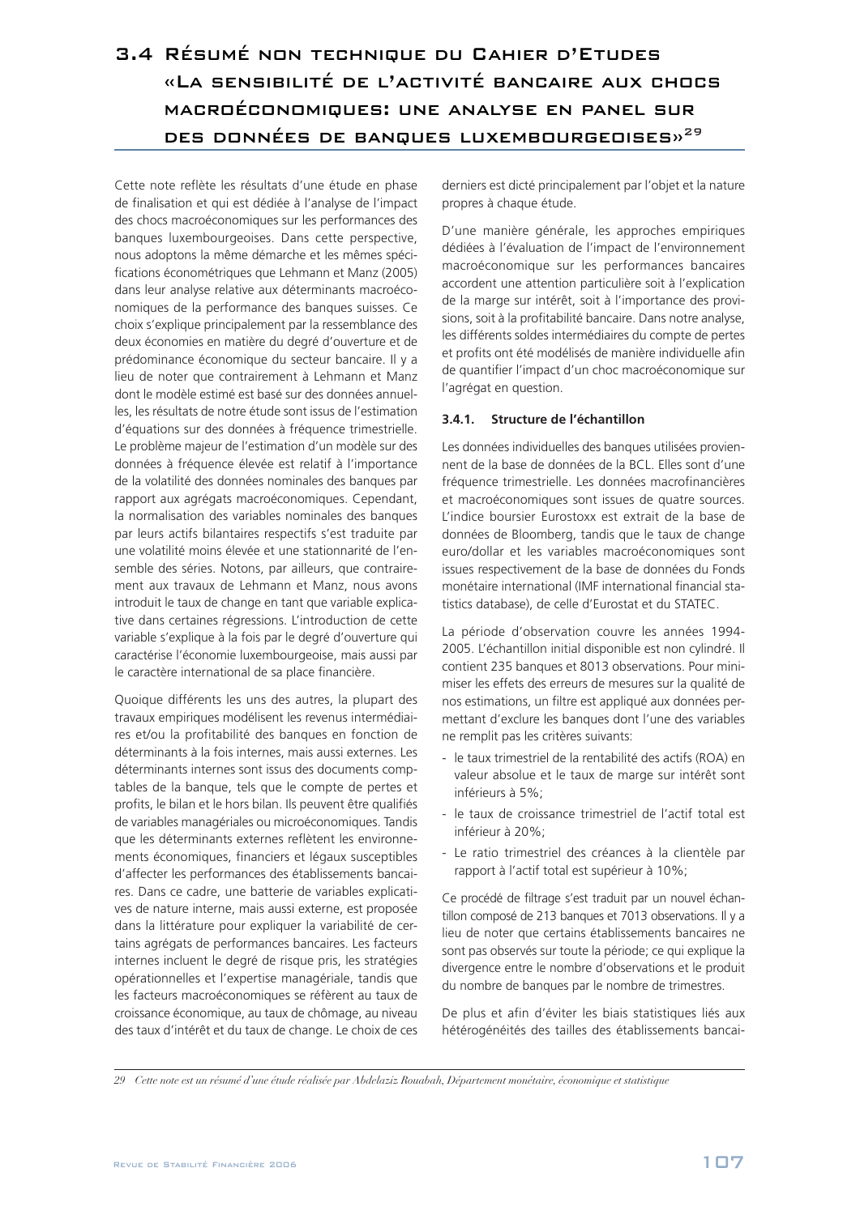## 3.4 Résumé non technique du Cahier d'Etudes «La sensibilité de l'activité bancaire aux chocs macroéconomiques: une analyse en panel sur des données de banques luxembourgeoises»[29]

Cette note reflète les résultats d'une étude en phase de finalisation et qui est dédiée à l'analyse de l'impact des chocs macroéconomiques sur les performances des banques luxembourgeoises. Dans cette perspective, nous adoptons la même démarche et les mêmes spécifications économétriques que Lehmann et Manz (2005) dans leur analyse relative aux déterminants macroéconomiques de la performance des banques suisses. Ce choix s'explique principalement par la ressemblance des deux économies en matière du degré d'ouverture et de prédominance économique du secteur bancaire. Il y a lieu de noter que contrairement à Lehmann et Manz dont le modèle estimé est basé sur des données annuelles, les résultats de notre étude sont issus de l'estimation d'équations sur des données à fréquence trimestrielle. Le problème majeur de l'estimation d'un modèle sur des données à fréquence élevée est relatif à l'importance de la volatilité des données nominales des banques par rapport aux agrégats macroéconomiques. Cependant, la normalisation des variables nominales des banques par leurs actifs bilantaires respectifs s'est traduite par une volatilité moins élevée et une stationnarité de l'ensemble des séries. Notons, par ailleurs, que contrairement aux travaux de Lehmann et Manz, nous avons introduit le taux de change en tant que variable explicative dans certaines régressions. L'introduction de cette variable s'explique à la fois par le degré d'ouverture qui caractérise l'économie luxembourgeoise, mais aussi par le caractère international de sa place financière.

Quoique différents les uns des autres, la plupart des travaux empiriques modélisent les revenus intermédiaires et/ou la profitabilité des banques en fonction de déterminants à la fois internes, mais aussi externes. Les déterminants internes sont issus des documents comptables de la banque, tels que le compte de pertes et profits, le bilan et le hors bilan. Ils peuvent être qualifiés de variables managériales ou microéconomiques. Tandis que les déterminants externes reflètent les environnements économiques, financiers et légaux susceptibles d'affecter les performances des établissements bancaires. Dans ce cadre, une batterie de variables explicatives de nature interne, mais aussi externe, est proposée dans la littérature pour expliquer la variabilité de certains agrégats de performances bancaires. Les facteurs internes incluent le degré de risque pris, les stratégies opérationnelles et l'expertise managériale, tandis que les facteurs macroéconomiques se réfèrent au taux de croissance économique, au taux de chômage, au niveau des taux d'intérêt et du taux de change. Le choix de ces derniers est dicté principalement par l'objet et la nature propres à chaque étude.

D'une manière générale, les approches empiriques dédiées à l'évaluation de l'impact de l'environnement macroéconomique sur les performances bancaires accordent une attention particulière soit à l'explication de la marge sur intérêt, soit à l'importance des provisions, soit à la profitabilité bancaire. Dans notre analyse, les différents soldes intermédiaires du compte de pertes et profits ont été modélisés de manière individuelle afin de quantifier l'impact d'un choc macroéconomique sur l'agrégat en question.

### 3.4.1. Structure de l'échantillon

Les données individuelles des banques utilisées proviennent de la base de données de la BCL. Elles sont d'une fréquence trimestrielle. Les données macrofinancières et macroéconomiques sont issues de quatre sources. L'indice boursier Eurostoxx est extrait de la base de données de Bloomberg, tandis que le taux de change euro/dollar et les variables macroéconomiques sont issues respectivement de la base de données du Fonds monétaire international (IMF international financial statistics database), de celle d'Eurostat et du STATEC.

La période d'observation couvre les années 1994-2005. L'échantillon initial disponible est non cylindré. Il contient 235 banques et 8013 observations. Pour minimiser les effets des erreurs de mesures sur la qualité de nos estimations, un filtre est appliqué aux données permettant d'exclure les banques dont l'une des variables ne remplit pas les critères suivants:

- le taux trimestriel de la rentabilité des actifs (ROA) en valeur absolue et le taux de marge sur intérêt sont inférieurs à 5%;
- le taux de croissance trimestriel de l'actif total est inférieur à 20%;
- Le ratio trimestriel des créances à la clientèle par rapport à l'actif total est supérieur à 10%;

Ce procédé de filtrage s'est traduit par un nouvel échantillon composé de 213 banques et 7013 observations. Il y a lieu de noter que certains établissements bancaires ne sont pas observés sur toute la période; ce qui explique la divergence entre le nombre d'observations et le produit du nombre de banques par le nombre de trimestres.

De plus et afin d'éviter les biais statistiques liés aux hétérogénéités des tailles des établissements bancai-

---

*29 Cette note est un résumé d'une étude réalisée par Abdelaziz Rouabah, Département monétaire, économique et statistique*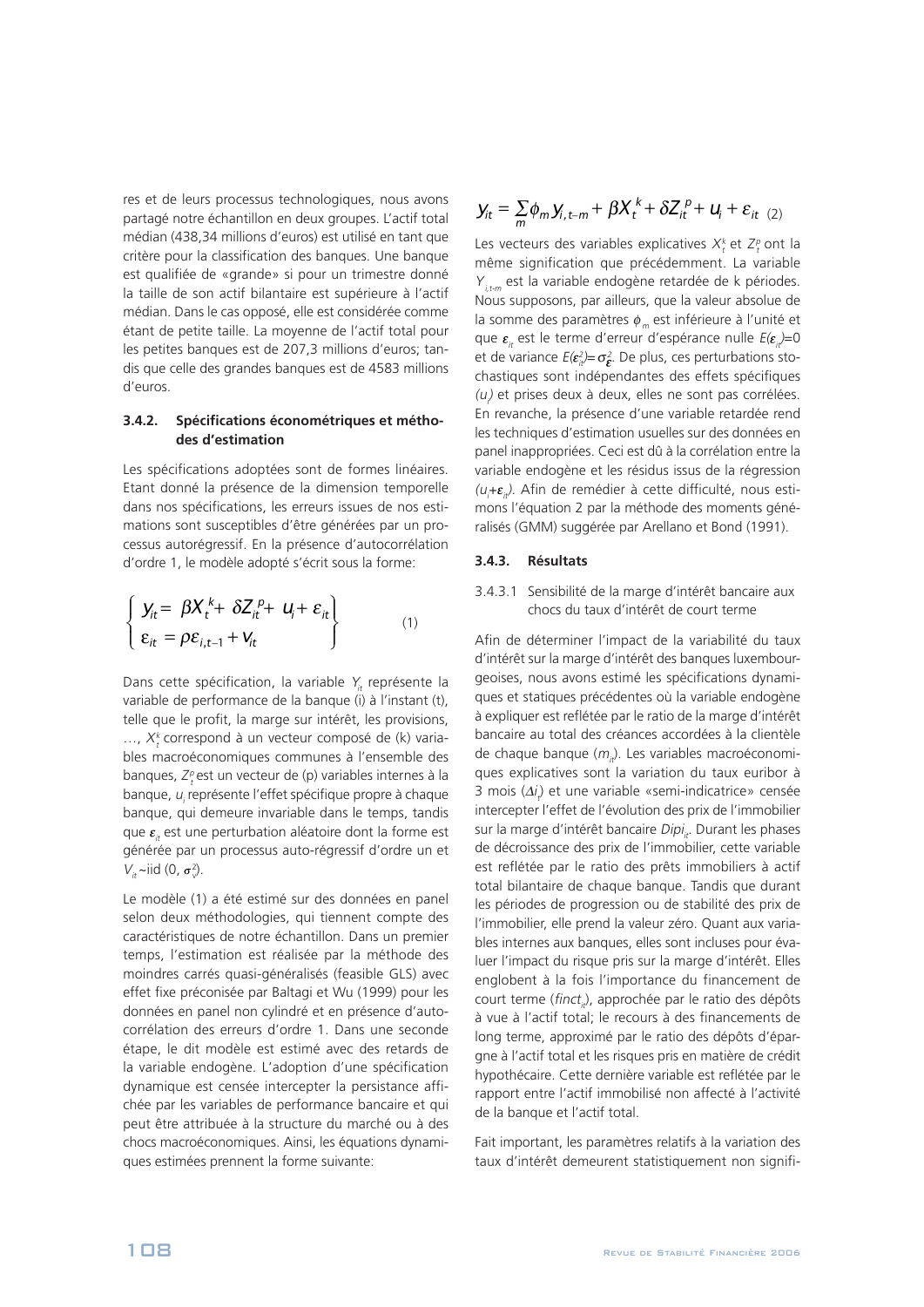res et de leurs processus technologiques, nous avons partagé notre échantillon en deux groupes. L'actif total médian (438,34 millions d'euros) est utilisé en tant que critère pour la classification des banques. Une banque est qualifiée de «grande» si pour un trimestre donné la taille de son actif bilantaire est supérieure à l'actif médian. Dans le cas opposé, elle est considérée comme étant de petite taille. La moyenne de l'actif total pour les petites banques est de 207,3 millions d'euros; tandis que celle des grandes banques est de 4583 millions d'euros.

### 3.4.2. Spécifications économétriques et méthodes d'estimation

Les spécifications adoptées sont de formes linéaires. Etant donné la présence de la dimension temporelle dans nos spécifications, les erreurs issues de nos estimations sont susceptibles d'être générées par un processus autorégressif. En la présence d'autocorrélation d'ordre 1, le modèle adopté s'écrit sous la forme:

$$\left\{ \begin{array}{l} y_{it} = \beta X_t^k + \delta Z_{it}^p + u_i + \varepsilon_{it} \\ \varepsilon_{it} = \rho \varepsilon_{i,t-1} + v_{it} \end{array} \right\} \qquad (1)$$

Dans cette spécification, la variable $Y_{it}$ représente la variable de performance de la banque (i) à l'instant (t), telle que le profit, la marge sur intérêt, les provisions, …, $X_t^k$ correspond à un vecteur composé de (k) variables macroéconomiques communes à l'ensemble des banques, $Z_t^p$ est un vecteur de (p) variables internes à la banque, $u_i$ représente l'effet spécifique propre à chaque banque, qui demeure invariable dans le temps, tandis que $\varepsilon_{it}$ est une perturbation aléatoire dont la forme est générée par un processus auto-régressif d'ordre un et $V_{it}$~iid (0, $\sigma_v^2$).

Le modèle (1) a été estimé sur des données en panel selon deux méthodologies, qui tiennent compte des caractéristiques de notre échantillon. Dans un premier temps, l'estimation est réalisée par la méthode des moindres carrés quasi-généralisés (feasible GLS) avec effet fixe préconisée par Baltagi et Wu (1999) pour les données en panel non cylindré et en présence d'autocorrélation des erreurs d'ordre 1. Dans une seconde étape, le dit modèle est estimé avec des retards de la variable endogène. L'adoption d'une spécification dynamique est censée intercepter la persistance affichée par les variables de performance bancaire et qui peut être attribuée à la structure du marché ou à des chocs macroéconomiques. Ainsi, les équations dynamiques estimées prennent la forme suivante:

$$y_{it} = \sum_m \phi_m y_{i,t-m} + \beta X_t^k + \delta Z_{it}^p + u_i + \varepsilon_{it} \quad (2)$$

Les vecteurs des variables explicatives $X_t^k$ et $Z_t^p$ ont la même signification que précédemment. La variable $Y_{i,t-m}$ est la variable endogène retardée de k périodes. Nous supposons, par ailleurs, que la valeur absolue de la somme des paramètres $\phi_m$ est inférieure à l'unité et que $\varepsilon_{it}$ est le terme d'erreur d'espérance nulle $E(\varepsilon_{it})$=0 et de variance $E(\varepsilon_{it}^2)=\sigma_\varepsilon^2$. De plus, ces perturbations stochastiques sont indépendantes des effets spécifiques $(u_i)$ et prises deux à deux, elles ne sont pas corrélées. En revanche, la présence d'une variable retardée rend les techniques d'estimation usuelles sur des données en panel inappropriées. Ceci est dû à la corrélation entre la variable endogène et les résidus issus de la régression $(u_i+\varepsilon_{it})$. Afin de remédier à cette difficulté, nous estimons l'équation 2 par la méthode des moments généralisés (GMM) suggérée par Arellano et Bond (1991).

### 3.4.3. Résultats

#### 3.4.3.1 Sensibilité de la marge d'intérêt bancaire aux chocs du taux d'intérêt de court terme

Afin de déterminer l'impact de la variabilité du taux d'intérêt sur la marge d'intérêt des banques luxembourgeoises, nous avons estimé les spécifications dynamiques et statiques précédentes où la variable endogène à expliquer est reflétée par le ratio de la marge d'intérêt bancaire au total des créances accordées à la clientèle de chaque banque ($m_{it}$). Les variables macroéconomiques explicatives sont la variation du taux euribor à 3 mois ($\Delta i_t$) et une variable «semi-indicatrice» censée intercepter l'effet de l'évolution des prix de l'immobilier sur la marge d'intérêt bancaire $Dipi_{it}$. Durant les phases de décroissance des prix de l'immobilier, cette variable est reflétée par le ratio des prêts immobiliers à actif total bilantaire de chaque banque. Tandis que durant les périodes de progression ou de stabilité des prix de l'immobilier, elle prend la valeur zéro. Quant aux variables internes aux banques, elles sont incluses pour évaluer l'impact du risque pris sur la marge d'intérêt. Elles englobent à la fois l'importance du financement de court terme ($finct_{it}$), approchée par le ratio des dépôts à vue à l'actif total; le recours à des financements de long terme, approximé par le ratio des dépôts d'épargne à l'actif total et les risques pris en matière de crédit hypothécaire. Cette dernière variable est reflétée par le rapport entre l'actif immobilisé non affecté à l'activité de la banque et l'actif total.

Fait important, les paramètres relatifs à la variation des taux d'intérêt demeurent statistiquement non signifi-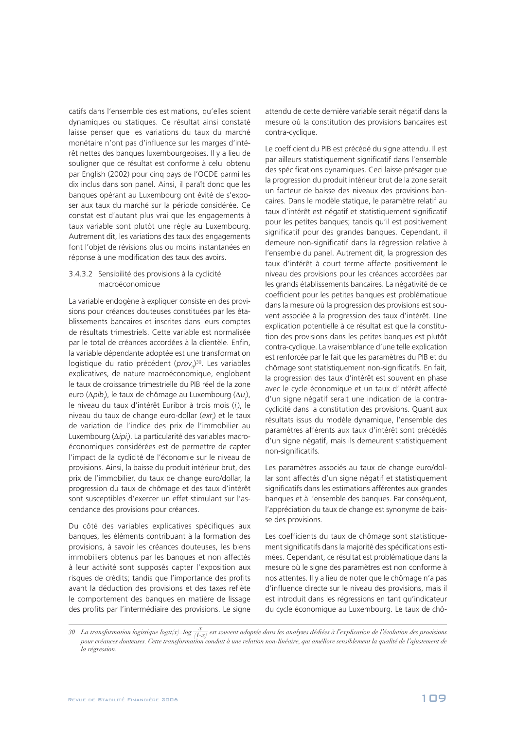catifs dans l'ensemble des estimations, qu'elles soient dynamiques ou statiques. Ce résultat ainsi constaté laisse penser que les variations du taux du marché monétaire n'ont pas d'influence sur les marges d'intérêt nettes des banques luxembourgeoises. Il y a lieu de souligner que ce résultat est conforme à celui obtenu par English (2002) pour cinq pays de l'OCDE parmi les dix inclus dans son panel. Ainsi, il paraît donc que les banques opérant au Luxembourg ont évité de s'exposer aux taux du marché sur la période considérée. Ce constat est d'autant plus vrai que les engagements à taux variable sont plutôt une règle au Luxembourg. Autrement dit, les variations des taux des engagements font l'objet de révisions plus ou moins instantanées en réponse à une modification des taux des avoirs.

#### 3.4.3.2 Sensibilité des provisions à la cyclicité macroéconomique

La variable endogène à expliquer consiste en des provisions pour créances douteuses constituées par les établissements bancaires et inscrites dans leurs comptes de résultats trimestriels. Cette variable est normalisée par le total de créances accordées à la clientèle. Enfin, la variable dépendante adoptée est une transformation logistique du ratio précédent ($prov_{it}$)[30]. Les variables explicatives, de nature macroéconomique, englobent le taux de croissance trimestrielle du PIB réel de la zone euro ($\Delta pib_t$), le taux de chômage au Luxembourg ($\Delta u_t$), le niveau du taux d'intérêt Euribor à trois mois ($i_t$), le niveau du taux de change euro-dollar ($exr_t$) et le taux de variation de l'indice des prix de l'immobilier au Luxembourg ($\Delta ipi_t$). La particularité des variables macroéconomiques considérées est de permettre de capter l'impact de la cyclicité de l'économie sur le niveau de provisions. Ainsi, la baisse du produit intérieur brut, des prix de l'immobilier, du taux de change euro/dollar, la progression du taux de chômage et des taux d'intérêt sont susceptibles d'exercer un effet stimulant sur l'ascendance des provisions pour créances.

Du côté des variables explicatives spécifiques aux banques, les éléments contribuant à la formation des provisions, à savoir les créances douteuses, les biens immobiliers obtenus par les banques et non affectés à leur activité sont supposés capter l'exposition aux risques de crédits; tandis que l'importance des profits avant la déduction des provisions et des taxes reflète le comportement des banques en matière de lissage des profits par l'intermédiaire des provisions. Le signe attendu de cette dernière variable serait négatif dans la mesure où la constitution des provisions bancaires est contra-cyclique.

Le coefficient du PIB est précédé du signe attendu. Il est par ailleurs statistiquement significatif dans l'ensemble des spécifications dynamiques. Ceci laisse présager que la progression du produit intérieur brut de la zone serait un facteur de baisse des niveaux des provisions bancaires. Dans le modèle statique, le paramètre relatif au taux d'intérêt est négatif et statistiquement significatif pour les petites banques; tandis qu'il est positivement significatif pour des grandes banques. Cependant, il demeure non-significatif dans la régression relative à l'ensemble du panel. Autrement dit, la progression des taux d'intérêt à court terme affecte positivement le niveau des provisions pour les créances accordées par les grands établissements bancaires. La négativité de ce coefficient pour les petites banques est problématique dans la mesure où la progression des provisions est souvent associée à la progression des taux d'intérêt. Une explication potentielle à ce résultat est que la constitution des provisions dans les petites banques est plutôt contra-cyclique. La vraisemblance d'une telle explication est renforcée par le fait que les paramètres du PIB et du chômage sont statistiquement non-significatifs. En fait, la progression des taux d'intérêt est souvent en phase avec le cycle économique et un taux d'intérêt affecté d'un signe négatif serait une indication de la contra-cyclicité dans la constitution des provisions. Quant aux résultats issus du modèle dynamique, l'ensemble des paramètres afférents aux taux d'intérêt sont précédés d'un signe négatif, mais ils demeurent statistiquement non-significatifs.

Les paramètres associés au taux de change euro/dollar sont affectés d'un signe négatif et statistiquement significatifs dans les estimations afférentes aux grandes banques et à l'ensemble des banques. Par conséquent, l'appréciation du taux de change est synonyme de baisse des provisions.

Les coefficients du taux de chômage sont statistiquement significatifs dans la majorité des spécifications estimées. Cependant, ce résultat est problématique dans la mesure où le signe des paramètres est non conforme à nos attentes. Il y a lieu de noter que le chômage n'a pas d'influence directe sur le niveau des provisions, mais il est introduit dans les régressions en tant qu'indicateur du cycle économique au Luxembourg. Le taux de chô-

---

[30] *La transformation logistique* $logit(x)=\log \frac{x}{(1-x)}$ *est souvent adoptée dans les analyses dédiées à l'explication de l'évolution des provisions pour créances douteuses. Cette transformation conduit à une relation non-linéaire, qui améliore sensiblement la qualité de l'ajustement de la régression.*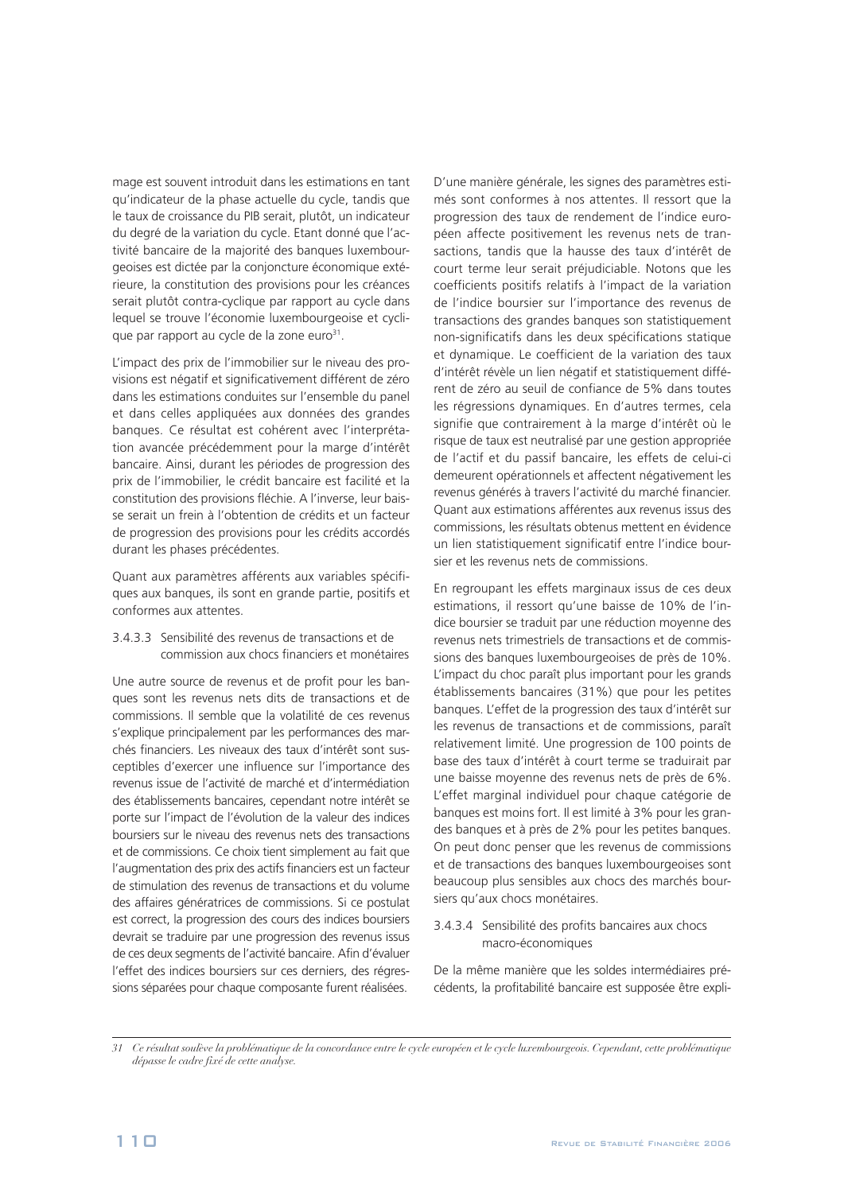mage est souvent introduit dans les estimations en tant qu'indicateur de la phase actuelle du cycle, tandis que le taux de croissance du PIB serait, plutôt, un indicateur du degré de la variation du cycle. Etant donné que l'activité bancaire de la majorité des banques luxembourgeoises est dictée par la conjoncture économique extérieure, la constitution des provisions pour les créances serait plutôt contra-cyclique par rapport au cycle dans lequel se trouve l'économie luxembourgeoise et cyclique par rapport au cycle de la zone euro[31].

L'impact des prix de l'immobilier sur le niveau des provisions est négatif et significativement différent de zéro dans les estimations conduites sur l'ensemble du panel et dans celles appliquées aux données des grandes banques. Ce résultat est cohérent avec l'interprétation avancée précédemment pour la marge d'intérêt bancaire. Ainsi, durant les périodes de progression des prix de l'immobilier, le crédit bancaire est facilité et la constitution des provisions fléchie. A l'inverse, leur baisse serait un frein à l'obtention de crédits et un facteur de progression des provisions pour les crédits accordés durant les phases précédentes.

Quant aux paramètres afférents aux variables spécifiques aux banques, ils sont en grande partie, positifs et conformes aux attentes.

#### 3.4.3.3 Sensibilité des revenus de transactions et de commission aux chocs financiers et monétaires

Une autre source de revenus et de profit pour les banques sont les revenus nets dits de transactions et de commissions. Il semble que la volatilité de ces revenus s'explique principalement par les performances des marchés financiers. Les niveaux des taux d'intérêt sont susceptibles d'exercer une influence sur l'importance des revenus issue de l'activité de marché et d'intermédiation des établissements bancaires, cependant notre intérêt se porte sur l'impact de l'évolution de la valeur des indices boursiers sur le niveau des revenus nets des transactions et de commissions. Ce choix tient simplement au fait que l'augmentation des prix des actifs financiers est un facteur de stimulation des revenus de transactions et du volume des affaires génératrices de commissions. Si ce postulat est correct, la progression des cours des indices boursiers devrait se traduire par une progression des revenus issus de ces deux segments de l'activité bancaire. Afin d'évaluer l'effet des indices boursiers sur ces derniers, des régressions séparées pour chaque composante furent réalisées.

D'une manière générale, les signes des paramètres estimés sont conformes à nos attentes. Il ressort que la progression des taux de rendement de l'indice européen affecte positivement les revenus nets de transactions, tandis que la hausse des taux d'intérêt de court terme leur serait préjudiciable. Notons que les coefficients positifs relatifs à l'impact de la variation de l'indice boursier sur l'importance des revenus de transactions des grandes banques son statistiquement non-significatifs dans les deux spécifications statique et dynamique. Le coefficient de la variation des taux d'intérêt révèle un lien négatif et statistiquement différent de zéro au seuil de confiance de 5% dans toutes les régressions dynamiques. En d'autres termes, cela signifie que contrairement à la marge d'intérêt où le risque de taux est neutralisé par une gestion appropriée de l'actif et du passif bancaire, les effets de celui-ci demeurent opérationnels et affectent négativement les revenus générés à travers l'activité du marché financier. Quant aux estimations afférentes aux revenus issus des commissions, les résultats obtenus mettent en évidence un lien statistiquement significatif entre l'indice boursier et les revenus nets de commissions.

En regroupant les effets marginaux issus de ces deux estimations, il ressort qu'une baisse de 10% de l'indice boursier se traduit par une réduction moyenne des revenus nets trimestriels de transactions et de commissions des banques luxembourgeoises de près de 10%. L'impact du choc paraît plus important pour les grands établissements bancaires (31%) que pour les petites banques. L'effet de la progression des taux d'intérêt sur les revenus de transactions et de commissions, paraît relativement limité. Une progression de 100 points de base des taux d'intérêt à court terme se traduirait par une baisse moyenne des revenus nets de près de 6%. L'effet marginal individuel pour chaque catégorie de banques est moins fort. Il est limité à 3% pour les grandes banques et à près de 2% pour les petites banques. On peut donc penser que les revenus de commissions et de transactions des banques luxembourgeoises sont beaucoup plus sensibles aux chocs des marchés boursiers qu'aux chocs monétaires.

#### 3.4.3.4 Sensibilité des profits bancaires aux chocs macro-économiques

De la même manière que les soldes intermédiaires précédents, la profitabilité bancaire est supposée être expli-

---

[31] *Ce résultat soulève la problématique de la concordance entre le cycle européen et le cycle luxembourgeois. Cependant, cette problématique dépasse le cadre fixé de cette analyse.*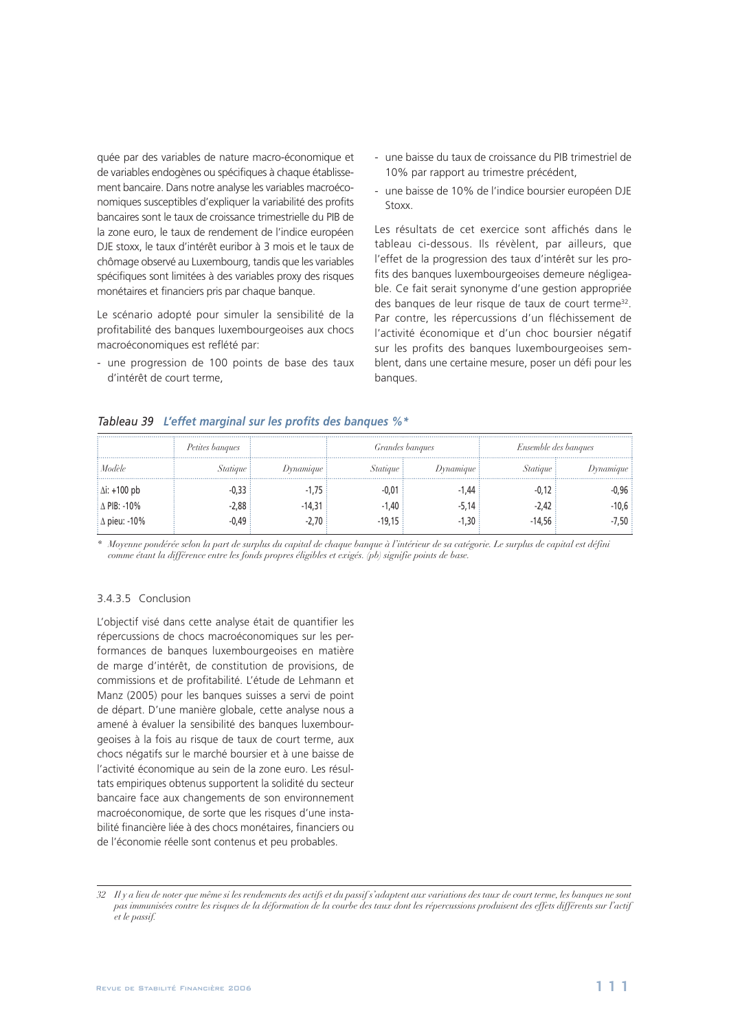quée par des variables de nature macro-économique et de variables endogènes ou spécifiques à chaque établissement bancaire. Dans notre analyse les variables macroéconomiques susceptibles d'expliquer la variabilité des profits bancaires sont le taux de croissance trimestrielle du PIB de la zone euro, le taux de rendement de l'indice européen DJE stoxx, le taux d'intérêt euribor à 3 mois et le taux de chômage observé au Luxembourg, tandis que les variables spécifiques sont limitées à des variables proxy des risques monétaires et financiers pris par chaque banque.

Le scénario adopté pour simuler la sensibilité de la profitabilité des banques luxembourgeoises aux chocs macroéconomiques est reflété par:

- une progression de 100 points de base des taux d'intérêt de court terme,
- une baisse du taux de croissance du PIB trimestriel de 10% par rapport au trimestre précédent,
- une baisse de 10% de l'indice boursier européen DJE Stoxx.

Les résultats de cet exercice sont affichés dans le tableau ci-dessous. Ils révèlent, par ailleurs, que l'effet de la progression des taux d'intérêt sur les profits des banques luxembourgeoises demeure négligeable. Ce fait serait synonyme d'une gestion appropriée des banques de leur risque de taux de court terme[32]. Par contre, les répercussions d'un fléchissement de l'activité économique et d'un choc boursier négatif sur les profits des banques luxembourgeoises semblent, dans une certaine mesure, poser un défi pour les banques.

**Tableau 39** ***L'effet marginal sur les profits des banques %\****

| | Petites banques | | Grandes banques | | Ensemble des banques | |
|---|---|---|---|---|---|---|
| *Modèle* | *Statique* | *Dynamique* | *Statique* | *Dynamique* | *Statique* | *Dynamique* |
| Δi: +100 pb | -0,33 | -1,75 | -0,01 | -1,44 | -0,12 | -0,96 |
| Δ PIB: -10% | -2,88 | -14,31 | -1,40 | -5,14 | -2,42 | -10,6 |
| Δ pieu: -10% | -0,49 | -2,70 | -19,15 | -1,30 | -14,56 | -7,50 |

\* *Moyenne pondérée selon la part de surplus du capital de chaque banque à l'intérieur de sa catégorie. Le surplus de capital est défini comme étant la différence entre les fonds propres éligibles et exigés. (pb) signifie points de base.*

#### 3.4.3.5 Conclusion

L'objectif visé dans cette analyse était de quantifier les répercussions de chocs macroéconomiques sur les performances de banques luxembourgeoises en matière de marge d'intérêt, de constitution de provisions, de commissions et de profitabilité. L'étude de Lehmann et Manz (2005) pour les banques suisses a servi de point de départ. D'une manière globale, cette analyse nous a amené à évaluer la sensibilité des banques luxembourgeoises à la fois au risque de taux de court terme, aux chocs négatifs sur le marché boursier et à une baisse de l'activité économique au sein de la zone euro. Les résultats empiriques obtenus supportent la solidité du secteur bancaire face aux changements de son environnement macroéconomique, de sorte que les risques d'une instabilité financière liée à des chocs monétaires, financiers ou de l'économie réelle sont contenus et peu probables.

---

32 *Il y a lieu de noter que même si les rendements des actifs et du passif s'adaptent aux variations des taux de court terme, les banques ne sont pas immunisées contre les risques de la déformation de la courbe des taux dont les répercussions produisent des effets différents sur l'actif et le passif.*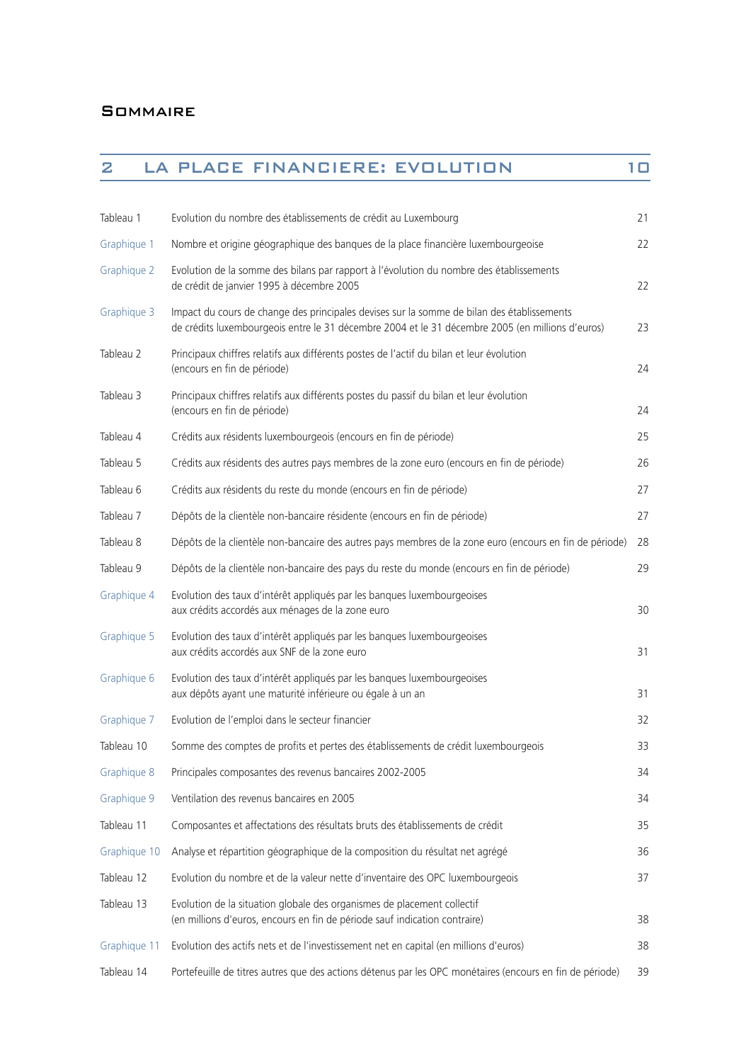# Sommaire

## 2 LA PLACE FINANCIERE: EVOLUTION 10

| | | |
|---|---|---|
| Tableau 1 | Evolution du nombre des établissements de crédit au Luxembourg | 21 |
| Graphique 1 | Nombre et origine géographique des banques de la place financière luxembourgeoise | 22 |
| Graphique 2 | Evolution de la somme des bilans par rapport à l'évolution du nombre des établissements de crédit de janvier 1995 à décembre 2005 | 22 |
| Graphique 3 | Impact du cours de change des principales devises sur la somme de bilan des établissements de crédits luxembourgeois entre le 31 décembre 2004 et le 31 décembre 2005 (en millions d'euros) | 23 |
| Tableau 2 | Principaux chiffres relatifs aux différents postes de l'actif du bilan et leur évolution (encours en fin de période) | 24 |
| Tableau 3 | Principaux chiffres relatifs aux différents postes du passif du bilan et leur évolution (encours en fin de période) | 24 |
| Tableau 4 | Crédits aux résidents luxembourgeois (encours en fin de période) | 25 |
| Tableau 5 | Crédits aux résidents des autres pays membres de la zone euro (encours en fin de période) | 26 |
| Tableau 6 | Crédits aux résidents du reste du monde (encours en fin de période) | 27 |
| Tableau 7 | Dépôts de la clientèle non-bancaire résidente (encours en fin de période) | 27 |
| Tableau 8 | Dépôts de la clientèle non-bancaire des autres pays membres de la zone euro (encours en fin de période) | 28 |
| Tableau 9 | Dépôts de la clientèle non-bancaire des pays du reste du monde (encours en fin de période) | 29 |
| Graphique 4 | Evolution des taux d'intérêt appliqués par les banques luxembourgeoises aux crédits accordés aux ménages de la zone euro | 30 |
| Graphique 5 | Evolution des taux d'intérêt appliqués par les banques luxembourgeoises aux crédits accordés aux SNF de la zone euro | 31 |
| Graphique 6 | Evolution des taux d'intérêt appliqués par les banques luxembourgeoises aux dépôts ayant une maturité inférieure ou égale à un an | 31 |
| Graphique 7 | Evolution de l'emploi dans le secteur financier | 32 |
| Tableau 10 | Somme des comptes de profits et pertes des établissements de crédit luxembourgeois | 33 |
| Graphique 8 | Principales composantes des revenus bancaires 2002-2005 | 34 |
| Graphique 9 | Ventilation des revenus bancaires en 2005 | 34 |
| Tableau 11 | Composantes et affectations des résultats bruts des établissements de crédit | 35 |
| Graphique 10 | Analyse et répartition géographique de la composition du résultat net agrégé | 36 |
| Tableau 12 | Evolution du nombre et de la valeur nette d'inventaire des OPC luxembourgeois | 37 |
| Tableau 13 | Evolution de la situation globale des organismes de placement collectif (en millions d'euros, encours en fin de période sauf indication contraire) | 38 |
| Graphique 11 | Evolution des actifs nets et de l'investissement net en capital (en millions d'euros) | 38 |
| Tableau 14 | Portefeuille de titres autres que des actions détenus par les OPC monétaires (encours en fin de période) | 39 |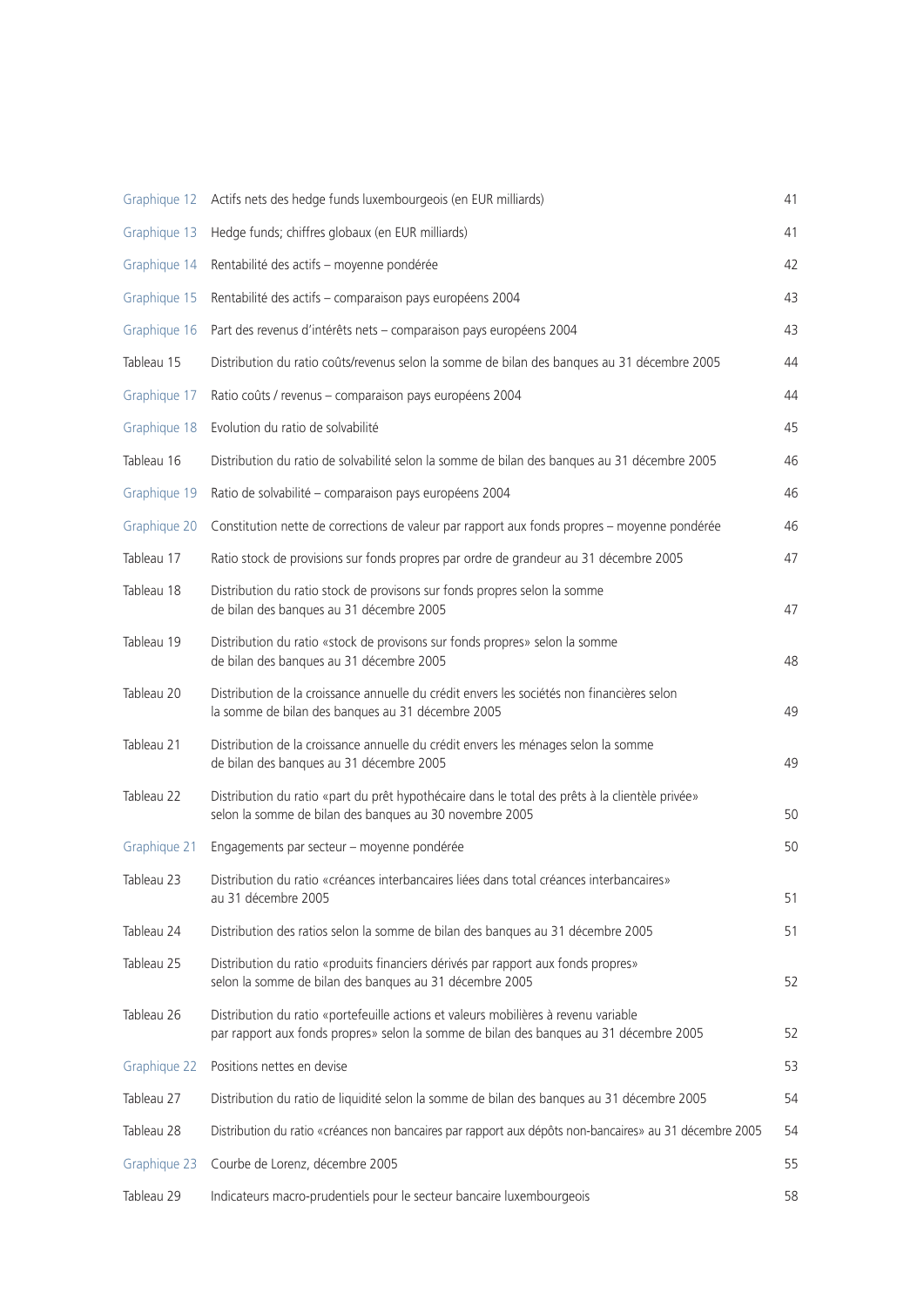| | | |
|---|---|---|
| Graphique 12 | Actifs nets des hedge funds luxembourgeois (en EUR milliards) | 41 |
| Graphique 13 | Hedge funds; chiffres globaux (en EUR milliards) | 41 |
| Graphique 14 | Rentabilité des actifs – moyenne pondérée | 42 |
| Graphique 15 | Rentabilité des actifs – comparaison pays européens 2004 | 43 |
| Graphique 16 | Part des revenus d'intérêts nets – comparaison pays européens 2004 | 43 |
| Tableau 15 | Distribution du ratio coûts/revenus selon la somme de bilan des banques au 31 décembre 2005 | 44 |
| Graphique 17 | Ratio coûts / revenus – comparaison pays européens 2004 | 44 |
| Graphique 18 | Evolution du ratio de solvabilité | 45 |
| Tableau 16 | Distribution du ratio de solvabilité selon la somme de bilan des banques au 31 décembre 2005 | 46 |
| Graphique 19 | Ratio de solvabilité – comparaison pays européens 2004 | 46 |
| Graphique 20 | Constitution nette de corrections de valeur par rapport aux fonds propres – moyenne pondérée | 46 |
| Tableau 17 | Ratio stock de provisions sur fonds propres par ordre de grandeur au 31 décembre 2005 | 47 |
| Tableau 18 | Distribution du ratio stock de provisons sur fonds propres selon la somme de bilan des banques au 31 décembre 2005 | 47 |
| Tableau 19 | Distribution du ratio «stock de provisons sur fonds propres» selon la somme de bilan des banques au 31 décembre 2005 | 48 |
| Tableau 20 | Distribution de la croissance annuelle du crédit envers les sociétés non financières selon la somme de bilan des banques au 31 décembre 2005 | 49 |
| Tableau 21 | Distribution de la croissance annuelle du crédit envers les ménages selon la somme de bilan des banques au 31 décembre 2005 | 49 |
| Tableau 22 | Distribution du ratio «part du prêt hypothécaire dans le total des prêts à la clientèle privée» selon la somme de bilan des banques au 30 novembre 2005 | 50 |
| Graphique 21 | Engagements par secteur – moyenne pondérée | 50 |
| Tableau 23 | Distribution du ratio «créances interbancaires liées dans total créances interbancaires» au 31 décembre 2005 | 51 |
| Tableau 24 | Distribution des ratios selon la somme de bilan des banques au 31 décembre 2005 | 51 |
| Tableau 25 | Distribution du ratio «produits financiers dérivés par rapport aux fonds propres» selon la somme de bilan des banques au 31 décembre 2005 | 52 |
| Tableau 26 | Distribution du ratio «portefeuille actions et valeurs mobilières à revenu variable par rapport aux fonds propres» selon la somme de bilan des banques au 31 décembre 2005 | 52 |
| Graphique 22 | Positions nettes en devise | 53 |
| Tableau 27 | Distribution du ratio de liquidité selon la somme de bilan des banques au 31 décembre 2005 | 54 |
| Tableau 28 | Distribution du ratio «créances non bancaires par rapport aux dépôts non-bancaires» au 31 décembre 2005 | 54 |
| Graphique 23 | Courbe de Lorenz, décembre 2005 | 55 |
| Tableau 29 | Indicateurs macro-prudentiels pour le secteur bancaire luxembourgeois | 58 |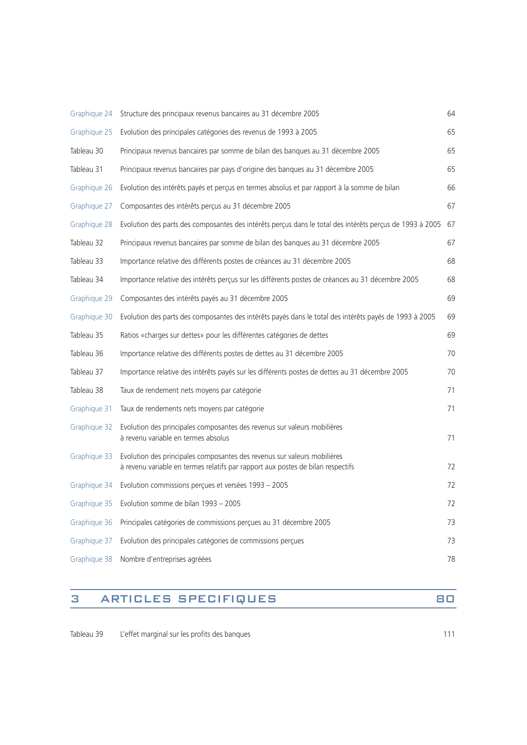| | | |
|---|---|---|
| Graphique 24 | Structure des principaux revenus bancaires au 31 décembre 2005 | 64 |
| Graphique 25 | Evolution des principales catégories des revenus de 1993 à 2005 | 65 |
| Tableau 30 | Principaux revenus bancaires par somme de bilan des banques au 31 décembre 2005 | 65 |
| Tableau 31 | Principaux revenus bancaires par pays d'origine des banques au 31 décembre 2005 | 65 |
| Graphique 26 | Evolution des intérêts payés et perçus en termes absolus et par rapport à la somme de bilan | 66 |
| Graphique 27 | Composantes des intérêts perçus au 31 décembre 2005 | 67 |
| Graphique 28 | Evolution des parts des composantes des intérêts perçus dans le total des intérêts perçus de 1993 à 2005 | 67 |
| Tableau 32 | Principaux revenus bancaires par somme de bilan des banques au 31 décembre 2005 | 67 |
| Tableau 33 | Importance relative des différents postes de créances au 31 décembre 2005 | 68 |
| Tableau 34 | Importance relative des intérêts perçus sur les différents postes de créances au 31 décembre 2005 | 68 |
| Graphique 29 | Composantes des intérêts payés au 31 décembre 2005 | 69 |
| Graphique 30 | Evolution des parts des composantes des intérêts payés dans le total des intérêts payés de 1993 à 2005 | 69 |
| Tableau 35 | Ratios «charges sur dettes» pour les différentes catégories de dettes | 69 |
| Tableau 36 | Importance relative des différents postes de dettes au 31 décembre 2005 | 70 |
| Tableau 37 | Importance relative des intérêts payés sur les différents postes de dettes au 31 décembre 2005 | 70 |
| Tableau 38 | Taux de rendement nets moyens par catégorie | 71 |
| Graphique 31 | Taux de rendements nets moyens par catégorie | 71 |
| Graphique 32 | Evolution des principales composantes des revenus sur valeurs mobilières à revenu variable en termes absolus | 71 |
| Graphique 33 | Evolution des principales composantes des revenus sur valeurs mobilières à revenu variable en termes relatifs par rapport aux postes de bilan respectifs | 72 |
| Graphique 34 | Evolution commissions perçues et versées 1993 – 2005 | 72 |
| Graphique 35 | Evolution somme de bilan 1993 – 2005 | 72 |
| Graphique 36 | Principales catégories de commissions perçues au 31 décembre 2005 | 73 |
| Graphique 37 | Evolution des principales catégories de commissions perçues | 73 |
| Graphique 38 | Nombre d'entreprises agréées | 78 |

## 3 ARTICLES SPECIFIQUES 80

| | | |
|---|---|---|
| Tableau 39 | L'effet marginal sur les profits des banques | 111 |